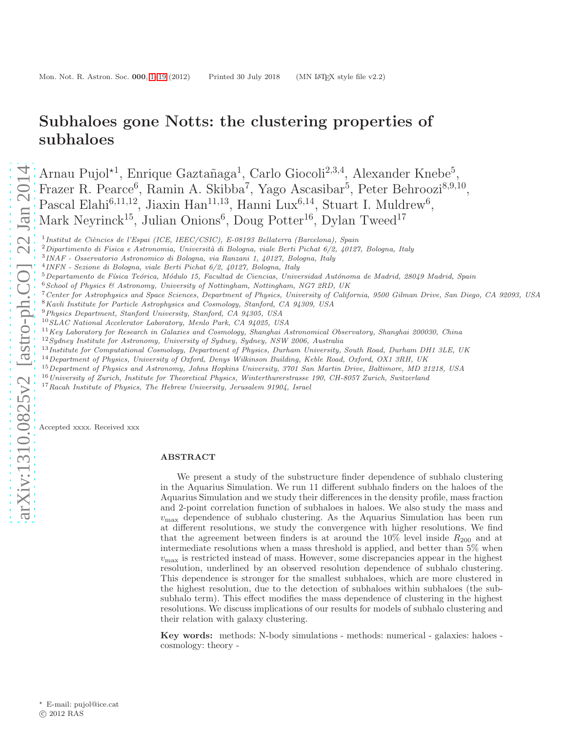# Subhaloes gone Notts: the clustering properties of subhaloes

Arnau Pujol[⋆1], Enrique Gaztañaga[1], Carlo Giocoli[2,3,4], Alexander Knebe[5], Frazer R. Pearce[6], Ramin A. Skibba[7], Yago Ascasibar[5], Peter Behroozi[8,9,10], Pascal Elahi[6,11,12], Jiaxin Han[11,13], Hanni Lux[6,14], Stuart I. Muldrew[6], Mark Neyrinck[15], Julian Onions[6], Doug Potter[16], Dylan Tweed[17]

[1] *Institut de Ciències de l'Espai (ICE, IEEC/CSIC), E-08193 Bellaterra (Barcelona), Spain*
[2] *Dipartimento di Fisica e Astronomia, Università di Bologna, viale Berti Pichat 6/2, 40127, Bologna, Italy*
[3] *INAF - Osservatorio Astronomico di Bologna, via Ranzani 1, 40127, Bologna, Italy*
[4] *INFN - Sezione di Bologna, viale Berti Pichat 6/2, 40127, Bologna, Italy*
[5] *Departamento de Física Teórica, Módulo 15, Facultad de Ciencias, Universidad Autónoma de Madrid, 28049 Madrid, Spain*
[6] *School of Physics & Astronomy, University of Nottingham, Nottingham, NG7 2RD, UK*
[7] *Center for Astrophysics and Space Sciences, Department of Physics, University of California, 9500 Gilman Drive, San Diego, CA 92093, USA*
[8] *Kavli Institute for Particle Astrophysics and Cosmology, Stanford, CA 94309, USA*
[9] *Physics Department, Stanford University, Stanford, CA 94305, USA*
[10] *SLAC National Accelerator Laboratory, Menlo Park, CA 94025, USA*
[11] *Key Laboratory for Research in Galaxies and Cosmology, Shanghai Astronomical Observatory, Shanghai 200030, China*
[12] *Sydney Institute for Astronomy, University of Sydney, Sydney, NSW 2006, Australia*
[13] *Institute for Computational Cosmology, Department of Physics, Durham University, South Road, Durham DH1 3LE, UK*
[14] *Department of Physics, University of Oxford, Denys Wilkinson Building, Keble Road, Oxford, OX1 3RH, UK*
[15] *Department of Physics and Astronomy, Johns Hopkins University, 3701 San Martin Drive, Baltimore, MD 21218, USA*
[16] *University of Zurich, Institute for Theoretical Physics, Winterthurerstrasse 190, CH-8057 Zurich, Switzerland*
[17] *Racah Institute of Physics, The Hebrew University, Jerusalem 91904, Israel*

Accepted xxxx. Received xxx

## ABSTRACT

We present a study of the substructure finder dependence of subhalo clustering in the Aquarius Simulation. We run 11 different subhalo finders on the haloes of the Aquarius Simulation and we study their differences in the density profile, mass fraction and 2-point correlation function of subhaloes in haloes. We also study the mass and $v_{\max}$ dependence of subhalo clustering. As the Aquarius Simulation has been run at different resolutions, we study the convergence with higher resolutions. We find that the agreement between finders is at around the 10% level inside $R_{200}$ and at intermediate resolutions when a mass threshold is applied, and better than 5% when $v_{\max}$ is restricted instead of mass. However, some discrepancies appear in the highest resolution, underlined by an observed resolution dependence of subhalo clustering. This dependence is stronger for the smallest subhaloes, which are more clustered in the highest resolution, due to the detection of subhaloes within subhaloes (the sub-subhalo term). This effect modifies the mass dependence of clustering in the highest resolutions. We discuss implications of our results for models of subhalo clustering and their relation with galaxy clustering.

**Key words:** methods: N-body simulations - methods: numerical - galaxies: haloes - cosmology: theory -

⋆ E-mail: pujol@ice.cat
© 2012 RAS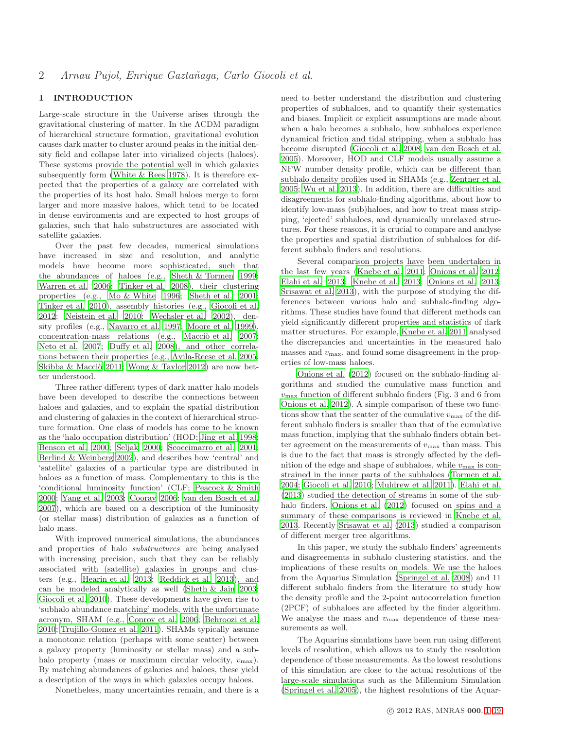## 1 INTRODUCTION

Large-scale structure in the Universe arises through the gravitational clustering of matter. In the ΛCDM paradigm of hierarchical structure formation, gravitational evolution causes dark matter to cluster around peaks in the initial density field and collapse later into virialized objects (haloes). These systems provide the potential well in which galaxies subsequently form (White & Rees 1978). It is therefore expected that the properties of a galaxy are correlated with the properties of its host halo. Small haloes merge to form larger and more massive haloes, which tend to be located in dense environments and are expected to host groups of galaxies, such that halo substructures are associated with satellite galaxies.

Over the past few decades, numerical simulations have increased in size and resolution, and analytic models have become more sophisticated, such that the abundances of haloes (e.g., Sheth & Tormen 1999; Warren et al. 2006; Tinker et al. 2008), their clustering properties (e.g., Mo & White 1996; Sheth et al. 2001; Tinker et al. 2010), assembly histories (e.g., Giocoli et al. 2012; Neistein et al. 2010; Wechsler et al. 2002), density profiles (e.g., Navarro et al. 1997; Moore et al. 1999), concentration-mass relations (e.g., Macciò et al. 2007; Neto et al. 2007; Duffy et al. 2008), and other correlations between their properties (e.g., Avila-Reese et al. 2005; Skibba & Macciò 2011; Wong & Taylor 2012) are now better understood.

Three rather different types of dark matter halo models have been developed to describe the connections between haloes and galaxies, and to explain the spatial distribution and clustering of galaxies in the context of hierarchical structure formation. One class of models has come to be known as the 'halo occupation distribution' (HOD; Jing et al. 1998; Benson et al. 2000; Seljak 2000; Scoccimarro et al. 2001; Berlind & Weinberg 2002), and describes how 'central' and 'satellite' galaxies of a particular type are distributed in haloes as a function of mass. Complementary to this is the 'conditional luminosity function' (CLF; Peacock & Smith 2000; Yang et al. 2003; Cooray 2006; van den Bosch et al. 2007), which are based on a description of the luminosity (or stellar mass) distribution of galaxies as a function of halo mass.

With improved numerical simulations, the abundances and properties of halo *substructures* are being analysed with increasing precision, such that they can be reliably associated with (satellite) galaxies in groups and clusters (e.g., Hearin et al. 2013; Reddick et al. 2013), and can be modeled analytically as well (Sheth & Jain 2003; Giocoli et al. 2010). These developments have given rise to 'subhalo abundance matching' models, with the unfortunate acronym, SHAM (e.g., Conroy et al. 2006; Behroozi et al. 2010; Trujillo-Gomez et al. 2011). SHAMs typically assume a monotonic relation (perhaps with some scatter) between a galaxy property (luminosity or stellar mass) and a subhalo property (mass or maximum circular velocity, $v_{\rm max}$). By matching abundances of galaxies and haloes, these yield a description of the ways in which galaxies occupy haloes.

Nonetheless, many uncertainties remain, and there is a need to better understand the distribution and clustering properties of subhaloes, and to quantify their systematics and biases. Implicit or explicit assumptions are made about when a halo becomes a subhalo, how subhaloes experience dynamical friction and tidal stripping, when a subhalo has become disrupted (Giocoli et al. 2008; van den Bosch et al. 2005). Moreover, HOD and CLF models usually assume a NFW number density profile, which can be different than subhalo density profiles used in SHAMs (e.g., Zentner et al. 2005; Wu et al. 2013). In addition, there are difficulties and disagreements for subhalo-finding algorithms, about how to identify low-mass (sub)haloes, and how to treat mass stripping, 'ejected' subhaloes, and dynamically unrelaxed structures. For these reasons, it is crucial to compare and analyse the properties and spatial distribution of subhaloes for different subhalo finders and resolutions.

Several comparison projects have been undertaken in the last few years (Knebe et al. 2011; Onions et al. 2012; Elahi et al. 2013; Knebe et al. 2013; Onions et al. 2013; Srisawat et al. 2013), with the purpose of studying the differences between various halo and subhalo-finding algorithms. These studies have found that different methods can yield significantly different properties and statistics of dark matter structures. For example, Knebe et al. 2011 analysed the discrepancies and uncertainties in the measured halo masses and $v_{\rm max}$, and found some disagreement in the properties of low-mass haloes.

Onions et al. (2012) focused on the subhalo-finding algorithms and studied the cumulative mass function and $v_{\rm max}$ function of different subhalo finders (Fig. 3 and 6 from Onions et al. 2012). A simple comparison of these two functions show that the scatter of the cumulative $v_{\rm max}$ of the different subhalo finders is smaller than that of the cumulative mass function, implying that the subhalo finders obtain better agreement on the measurements of $v_{\rm max}$ than mass. This is due to the fact that mass is strongly affected by the definition of the edge and shape of subhaloes, while $v_{\rm max}$ is constrained in the inner parts of the subhaloes (Tormen et al. 2004; Giocoli et al. 2010; Muldrew et al. 2011). Elahi et al. (2013) studied the detection of streams in some of the subhalo finders, Onions et al. (2012) focused on spins and a summary of these comparisons is reviewed in Knebe et al. 2013. Recently Srisawat et al. (2013) studied a comparison of different merger tree algorithms.

In this paper, we study the subhalo finders' agreements and disagreements in subhalo clustering statistics, and the implications of these results on models. We use the haloes from the Aquarius Simulation (Springel et al. 2008) and 11 different subhalo finders from the literature to study how the density profile and the 2-point autocorrelation function (2PCF) of subhaloes are affected by the finder algorithm. We analyse the mass and $v_{\rm max}$ dependence of these measurements as well.

The Aquarius simulations have been run using different levels of resolution, which allows us to study the resolution dependence of these measurements. As the lowest resolutions of this simulation are close to the actual resolutions of the large-scale simulations such as the Millennium Simulation (Springel et al. 2005), the highest resolutions of the Aquar-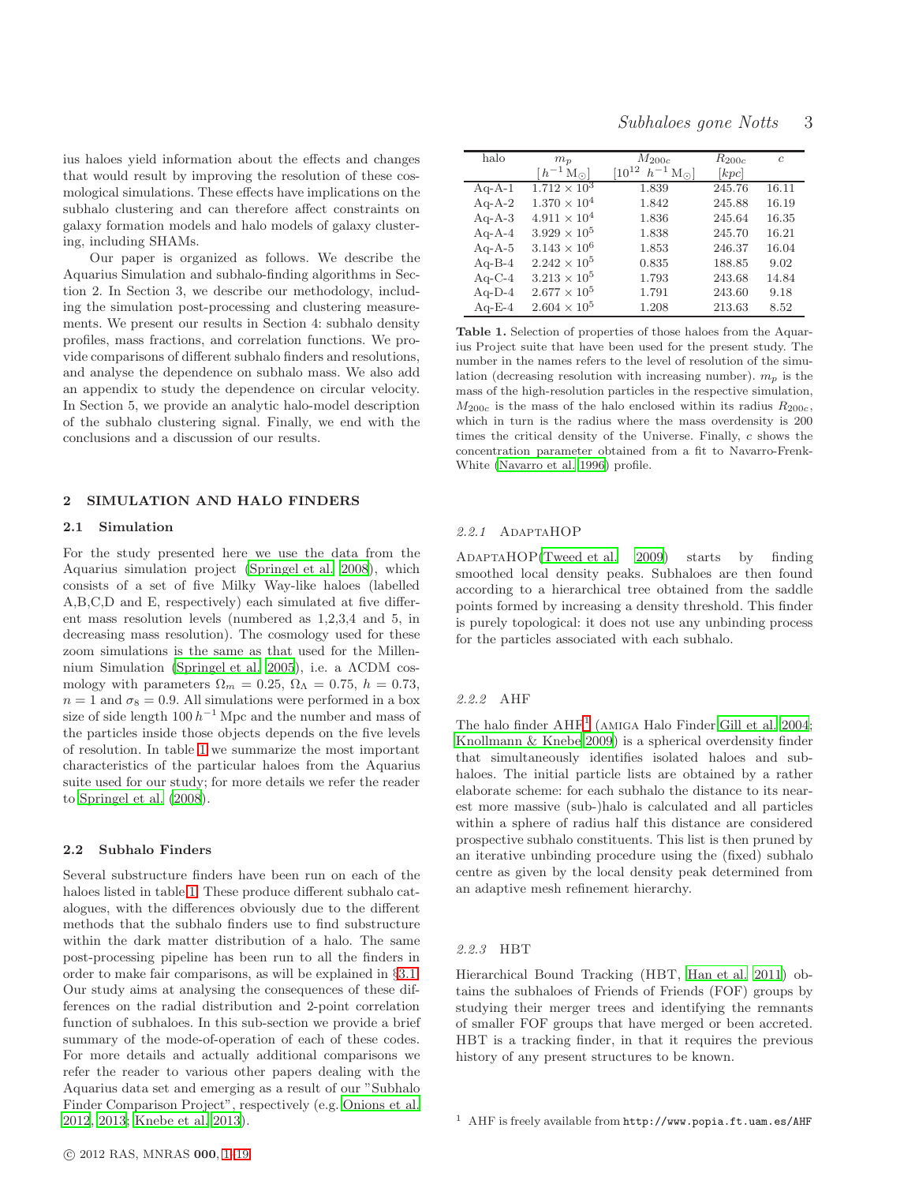ius haloes yield information about the effects and changes that would result by improving the resolution of these cosmological simulations. These effects have implications on the subhalo clustering and can therefore affect constraints on galaxy formation models and halo models of galaxy clustering, including SHAMs.

Our paper is organized as follows. We describe the Aquarius Simulation and subhalo-finding algorithms in Section 2. In Section 3, we describe our methodology, including the simulation post-processing and clustering measurements. We present our results in Section 4: subhalo density profiles, mass fractions, and correlation functions. We provide comparisons of different subhalo finders and resolutions, and analyse the dependence on subhalo mass. We also add an appendix to study the dependence on circular velocity. In Section 5, we provide an analytic halo-model description of the subhalo clustering signal. Finally, we end with the conclusions and a discussion of our results.

## 2 SIMULATION AND HALO FINDERS

### 2.1 Simulation

For the study presented here we use the data from the Aquarius simulation project (Springel et al. 2008), which consists of a set of five Milky Way-like haloes (labelled A,B,C,D and E, respectively) each simulated at five different mass resolution levels (numbered as 1,2,3,4 and 5, in decreasing mass resolution). The cosmology used for these zoom simulations is the same as that used for the Millennium Simulation (Springel et al. 2005), i.e. a ΛCDM cosmology with parameters $\Omega_m = 0.25$, $\Omega_\Lambda = 0.75$, $h = 0.73$, $n = 1$ and $\sigma_8 = 0.9$. All simulations were performed in a box size of side length $100\,h^{-1}$ Mpc and the number and mass of the particles inside those objects depends on the five levels of resolution. In table 1 we summarize the most important characteristics of the particular haloes from the Aquarius suite used for our study; for more details we refer the reader to Springel et al. (2008).

| halo | $m_p$ $[h^{-1}\,\mathrm{M}_\odot]$ | $M_{200c}$ $[10^{12}\ h^{-1}\,\mathrm{M}_\odot]$ | $R_{200c}$ $[kpc]$ | $c$ |
|---|---|---|---|---|
| Aq-A-1 | $1.712 \times 10^3$ | 1.839 | 245.76 | 16.11 |
| Aq-A-2 | $1.370 \times 10^4$ | 1.842 | 245.88 | 16.19 |
| Aq-A-3 | $4.911 \times 10^4$ | 1.836 | 245.64 | 16.35 |
| Aq-A-4 | $3.929 \times 10^5$ | 1.838 | 245.70 | 16.21 |
| Aq-A-5 | $3.143 \times 10^6$ | 1.853 | 246.37 | 16.04 |
| Aq-B-4 | $2.242 \times 10^5$ | 0.835 | 188.85 | 9.02 |
| Aq-C-4 | $3.213 \times 10^5$ | 1.793 | 243.68 | 14.84 |
| Aq-D-4 | $2.677 \times 10^5$ | 1.791 | 243.60 | 9.18 |
| Aq-E-4 | $2.604 \times 10^5$ | 1.208 | 213.63 | 8.52 |

**Table 1.** Selection of properties of those haloes from the Aquarius Project suite that have been used for the present study. The number in the names refers to the level of resolution of the simulation (decreasing resolution with increasing number). $m_p$ is the mass of the high-resolution particles in the respective simulation, $M_{200c}$ is the mass of the halo enclosed within its radius $R_{200c}$, which in turn is the radius where the mass overdensity is 200 times the critical density of the Universe. Finally, $c$ shows the concentration parameter obtained from a fit to Navarro-Frenk-White (Navarro et al. 1996) profile.

### 2.2 Subhalo Finders

Several substructure finders have been run on each of the haloes listed in table 1. These produce different subhalo catalogues, with the differences obviously due to the different methods that the subhalo finders use to find substructure within the dark matter distribution of a halo. The same post-processing pipeline has been run to all the finders in order to make fair comparisons, as will be explained in §3.1. Our study aims at analysing the consequences of these differences on the radial distribution and 2-point correlation function of subhaloes. In this sub-section we provide a brief summary of the mode-of-operation of each of these codes. For more details and actually additional comparisons we refer the reader to various other papers dealing with the Aquarius data set and emerging as a result of our "Subhalo Finder Comparison Project", respectively (e.g. Onions et al. 2012, 2013; Knebe et al. 2013).

#### 2.2.1 AdaptaHOP

AdaptaHOP (Tweed et al. 2009) starts by finding smoothed local density peaks. Subhaloes are then found according to a hierarchical tree obtained from the saddle points formed by increasing a density threshold. This finder is purely topological: it does not use any unbinding process for the particles associated with each subhalo.

#### 2.2.2 AHF

The halo finder AHF[1] (AMIGA Halo Finder Gill et al. 2004; Knollmann & Knebe 2009) is a spherical overdensity finder that simultaneously identifies isolated haloes and subhaloes. The initial particle lists are obtained by a rather elaborate scheme: for each subhalo the distance to its nearest more massive (sub-)halo is calculated and all particles within a sphere of radius half this distance are considered prospective subhalo constituents. This list is then pruned by an iterative unbinding procedure using the (fixed) subhalo centre as given by the local density peak determined from an adaptive mesh refinement hierarchy.

#### 2.2.3 HBT

Hierarchical Bound Tracking (HBT, Han et al. 2011) obtains the subhaloes of Friends of Friends (FOF) groups by studying their merger trees and identifying the remnants of smaller FOF groups that have merged or been accreted. HBT is a tracking finder, in that it requires the previous history of any present structures to be known.

[1] AHF is freely available from `http://www.popia.ft.uam.es/AHF`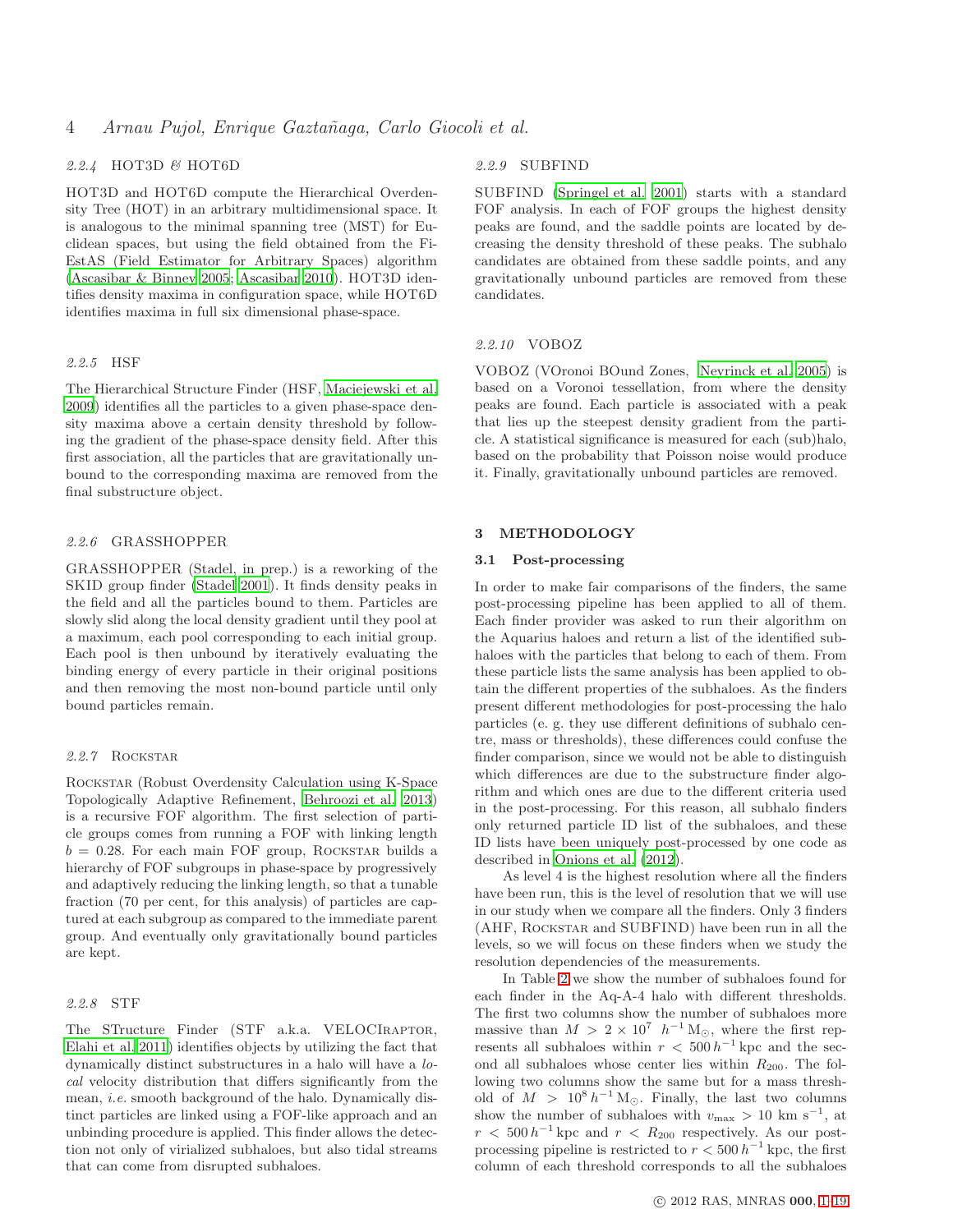#### 2.2.4 HOT3D & HOT6D

HOT3D and HOT6D compute the Hierarchical Overdensity Tree (HOT) in an arbitrary multidimensional space. It is analogous to the minimal spanning tree (MST) for Euclidean spaces, but using the field obtained from the FiEstAS (Field Estimator for Arbitrary Spaces) algorithm (Ascasibar & Binney 2005; Ascasibar 2010). HOT3D identifies density maxima in configuration space, while HOT6D identifies maxima in full six dimensional phase-space.

#### 2.2.5 HSF

The Hierarchical Structure Finder (HSF, Maciejewski et al. 2009) identifies all the particles to a given phase-space density maxima above a certain density threshold by following the gradient of the phase-space density field. After this first association, all the particles that are gravitationally unbound to the corresponding maxima are removed from the final substructure object.

#### 2.2.6 GRASSHOPPER

GRASSHOPPER (Stadel, in prep.) is a reworking of the SKID group finder (Stadel 2001). It finds density peaks in the field and all the particles bound to them. Particles are slowly slid along the local density gradient until they pool at a maximum, each pool corresponding to each initial group. Each pool is then unbound by iteratively evaluating the binding energy of every particle in their original positions and then removing the most non-bound particle until only bound particles remain.

#### 2.2.7 Rockstar

Rockstar (Robust Overdensity Calculation using K-Space Topologically Adaptive Refinement, Behroozi et al. 2013) is a recursive FOF algorithm. The first selection of particle groups comes from running a FOF with linking length $b = 0.28$. For each main FOF group, Rockstar builds a hierarchy of FOF subgroups in phase-space by progressively and adaptively reducing the linking length, so that a tunable fraction (70 per cent, for this analysis) of particles are captured at each subgroup as compared to the immediate parent group. And eventually only gravitationally bound particles are kept.

#### 2.2.8 STF

The STructure Finder (STF a.k.a. VELOCIraptor, Elahi et al. 2011) identifies objects by utilizing the fact that dynamically distinct substructures in a halo will have a *local* velocity distribution that differs significantly from the mean, *i.e.* smooth background of the halo. Dynamically distinct particles are linked using a FOF-like approach and an unbinding procedure is applied. This finder allows the detection not only of virialized subhaloes, but also tidal streams that can come from disrupted subhaloes.

#### 2.2.9 SUBFIND

SUBFIND (Springel et al. 2001) starts with a standard FOF analysis. In each of FOF groups the highest density peaks are found, and the saddle points are located by decreasing the density threshold of these peaks. The subhalo candidates are obtained from these saddle points, and any gravitationally unbound particles are removed from these candidates.

#### 2.2.10 VOBOZ

VOBOZ (VOronoi BOund Zones, Neyrinck et al. 2005) is based on a Voronoi tessellation, from where the density peaks are found. Each particle is associated with a peak that lies up the steepest density gradient from the particle. A statistical significance is measured for each (sub)halo, based on the probability that Poisson noise would produce it. Finally, gravitationally unbound particles are removed.

## 3 METHODOLOGY

### 3.1 Post-processing

In order to make fair comparisons of the finders, the same post-processing pipeline has been applied to all of them. Each finder provider was asked to run their algorithm on the Aquarius haloes and return a list of the identified subhaloes with the particles that belong to each of them. From these particle lists the same analysis has been applied to obtain the different properties of the subhaloes. As the finders present different methodologies for post-processing the halo particles (e. g. they use different definitions of subhalo centre, mass or thresholds), these differences could confuse the finder comparison, since we would not be able to distinguish which differences are due to the substructure finder algorithm and which ones are due to the different criteria used in the post-processing. For this reason, all subhalo finders only returned particle ID list of the subhaloes, and these ID lists have been uniquely post-processed by one code as described in Onions et al. (2012).

As level 4 is the highest resolution where all the finders have been run, this is the level of resolution that we will use in our study when we compare all the finders. Only 3 finders (AHF, Rockstar and SUBFIND) have been run in all the levels, so we will focus on these finders when we study the resolution dependencies of the measurements.

In Table 2 we show the number of subhaloes found for each finder in the Aq-A-4 halo with different thresholds. The first two columns show the number of subhaloes more massive than $M > 2 \times 10^{7}\ h^{-1}\,\mathrm{M}_{\odot}$, where the first represents all subhaloes within $r < 500\,h^{-1}\,\mathrm{kpc}$ and the second all subhaloes whose center lies within $R_{200}$. The following two columns show the same but for a mass threshold of $M > 10^{8}\,h^{-1}\,\mathrm{M}_{\odot}$. Finally, the last two columns show the number of subhaloes with $v_{\max} > 10$ km s$^{-1}$, at $r < 500\,h^{-1}\,\mathrm{kpc}$ and $r < R_{200}$ respectively. As our post-processing pipeline is restricted to $r < 500\,h^{-1}\,\mathrm{kpc}$, the first column of each threshold corresponds to all the subhaloes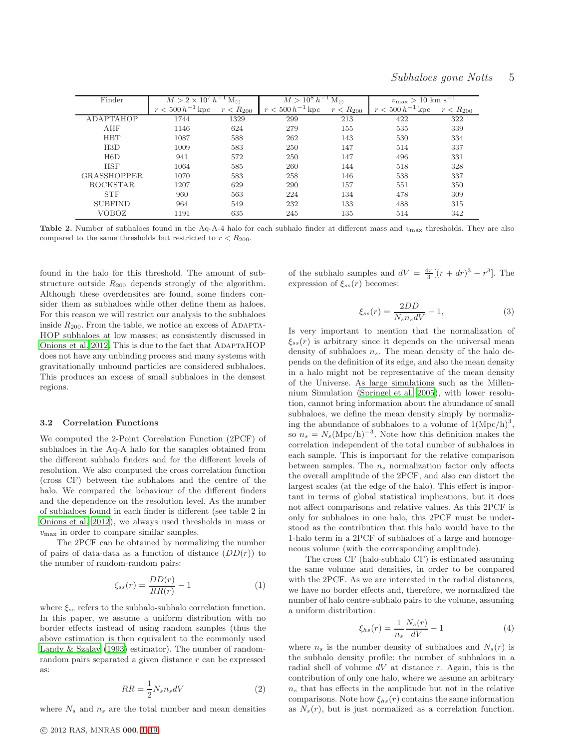| Finder | $M > 2 \times 10^7\,h^{-1}\,\mathrm{M}_\odot$ | | $M > 10^8\,h^{-1}\,\mathrm{M}_\odot$ | | $v_{\max} > 10$ km s$^{-1}$ | |
|---|---|---|---|---|---|---|
| | $r < 500\,h^{-1}$ kpc | $r < R_{200}$ | $r < 500\,h^{-1}$ kpc | $r < R_{200}$ | $r < 500\,h^{-1}$ kpc | $r < R_{200}$ |
| ADAPTAHOP | 1744 | 1329 | 299 | 213 | 422 | 322 |
| AHF | 1146 | 624 | 279 | 155 | 535 | 339 |
| HBT | 1087 | 588 | 262 | 143 | 530 | 334 |
| H3D | 1009 | 583 | 250 | 147 | 514 | 337 |
| H6D | 941 | 572 | 250 | 147 | 496 | 331 |
| HSF | 1064 | 585 | 260 | 144 | 518 | 328 |
| GRASSHOPPER | 1070 | 583 | 258 | 146 | 538 | 337 |
| ROCKSTAR | 1207 | 629 | 290 | 157 | 551 | 350 |
| STF | 960 | 563 | 224 | 134 | 478 | 309 |
| SUBFIND | 964 | 549 | 232 | 133 | 488 | 315 |
| VOBOZ | 1191 | 635 | 245 | 135 | 514 | 342 |

**Table 2.** Number of subhaloes found in the Aq-A-4 halo for each subhalo finder at different mass and $v_{\max}$ thresholds. They are also compared to the same thresholds but restricted to $r < R_{200}$.

found in the halo for this threshold. The amount of substructure outside $R_{200}$ depends strongly of the algorithm. Although these overdensities are found, some finders consider them as subhaloes while other define them as haloes. For this reason we will restrict our analysis to the subhaloes inside $R_{200}$. From the table, we notice an excess of ADAPTAHOP subhaloes at low masses; as consistently discussed in Onions et al. 2012. This is due to the fact that ADAPTAHOP does not have any unbinding process and many systems with gravitationally unbound particles are considered subhaloes. This produces an excess of small subhaloes in the densest regions.

### 3.2 Correlation Functions

We computed the 2-Point Correlation Function (2PCF) of subhaloes in the Aq-A halo for the samples obtained from the different subhalo finders and for the different levels of resolution. We also computed the cross correlation function (cross CF) between the subhaloes and the centre of the halo. We compared the behaviour of the different finders and the dependence on the resolution level. As the number of subhaloes found in each finder is different (see table 2 in Onions et al. 2012), we always used thresholds in mass or $v_{\max}$ in order to compare similar samples.

The 2PCF can be obtained by normalizing the number of pairs of data-data as a function of distance ($DD(r)$) to the number of random-random pairs:

$$\xi_{ss}(r) = \frac{DD(r)}{RR(r)} - 1 \tag{1}$$

where $\xi_{ss}$ refers to the subhalo-subhalo correlation function. In this paper, we assume a uniform distribution with no border effects instead of using random samples (thus the above estimation is then equivalent to the commonly used Landy & Szalay (1993) estimator). The number of random-random pairs separated a given distance $r$ can be expressed as:

$$RR = \frac{1}{2} N_s n_s dV \tag{2}$$

where $N_s$ and $n_s$ are the total number and mean densities of the subhalo samples and $dV = \frac{4\pi}{3}[(r+dr)^3 - r^3]$. The expression of $\xi_{ss}(r)$ becomes:

$$\xi_{ss}(r) = \frac{2DD}{N_s n_s dV} - 1, \tag{3}$$

Is very important to mention that the normalization of $\xi_{ss}(r)$ is arbitrary since it depends on the universal mean density of subhaloes $n_s$. The mean density of the halo depends on the definition of its edge, and also the mean density in a halo might not be representative of the mean density of the Universe. As large simulations such as the Millennium Simulation (Springel et al. 2005), with lower resolution, cannot bring information about the abundance of small subhaloes, we define the mean density simply by normalizing the abundance of subhaloes to a volume of $1(\mathrm{Mpc/h})^3$, so $n_s = N_s(\mathrm{Mpc/h})^{-3}$. Note how this definition makes the correlation independent of the total number of subhaloes in each sample. This is important for the relative comparison between samples. The $n_s$ normalization factor only affects the overall amplitude of the 2PCF, and also can distort the largest scales (at the edge of the halo). This effect is important in terms of global statistical implications, but it does not affect comparisons and relative values. As this 2PCF is only for subhaloes in one halo, this 2PCF must be understood as the contribution that this halo would have to the 1-halo term in a 2PCF of subhaloes of a large and homogeneous volume (with the corresponding amplitude).

The cross CF (halo-subhalo CF) is estimated assuming the same volume and densities, in order to be compared with the 2PCF. As we are interested in the radial distances, we have no border effects and, therefore, we normalized the number of halo centre-subhalo pairs to the volume, assuming a uniform distribution:

$$\xi_{hs}(r) = \frac{1}{n_s} \frac{N_s(r)}{dV} - 1 \tag{4}$$

where $n_s$ is the number density of subhaloes and $N_s(r)$ is the subhalo density profile: the number of subhaloes in a radial shell of volume $dV$ at distance $r$. Again, this is the contribution of only one halo, where we assume an arbitrary $n_s$ that has effects in the amplitude but not in the relative comparisons. Note how $\xi_{hs}(r)$ contains the same information as $N_s(r)$, but is just normalized as a correlation function.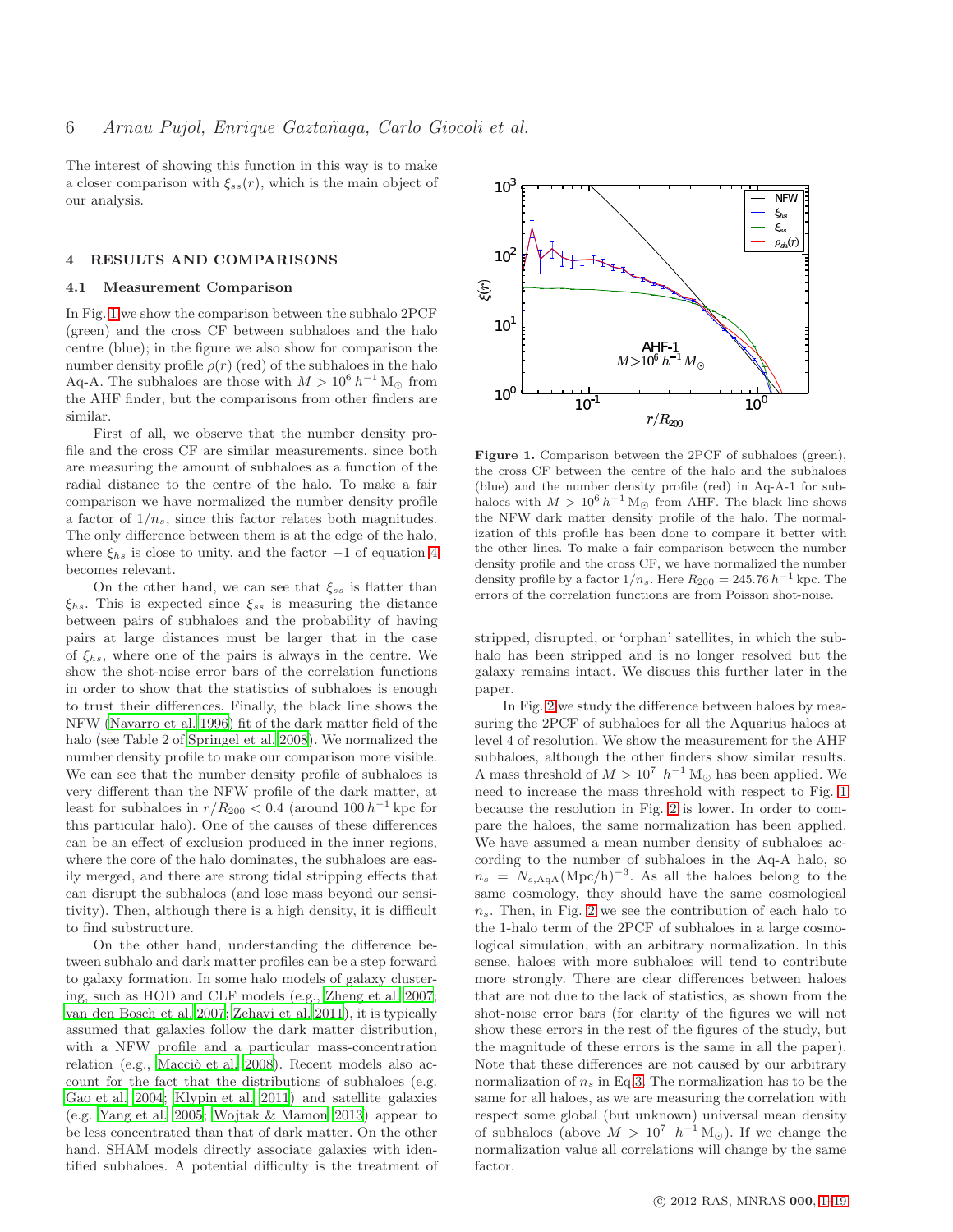The interest of showing this function in this way is to make a closer comparison with $\xi_{ss}(r)$, which is the main object of our analysis.

## 4 RESULTS AND COMPARISONS

### 4.1 Measurement Comparison

In Fig. 1 we show the comparison between the subhalo 2PCF (green) and the cross CF between subhaloes and the halo centre (blue); in the figure we also show for comparison the number density profile $\rho(r)$ (red) of the subhaloes in the halo Aq-A. The subhaloes are those with $M > 10^6\,h^{-1}\,\mathrm{M}_{\odot}$ from the AHF finder, but the comparisons from other finders are similar.

First of all, we observe that the number density profile and the cross CF are similar measurements, since both are measuring the amount of subhaloes as a function of the radial distance to the centre of the halo. To make a fair comparison we have normalized the number density profile a factor of $1/n_s$, since this factor relates both magnitudes. The only difference between them is at the edge of the halo, where $\xi_{hs}$ is close to unity, and the factor $-1$ of equation 4 becomes relevant.

On the other hand, we can see that $\xi_{ss}$ is flatter than $\xi_{hs}$. This is expected since $\xi_{ss}$ is measuring the distance between pairs of subhaloes and the probability of having pairs at large distances must be larger that in the case of $\xi_{hs}$, where one of the pairs is always in the centre. We show the shot-noise error bars of the correlation functions in order to show that the statistics of subhaloes is enough to trust their differences. Finally, the black line shows the NFW (Navarro et al. 1996) fit of the dark matter field of the halo (see Table 2 of Springel et al. 2008). We normalized the number density profile to make our comparison more visible. We can see that the number density profile of subhaloes is very different than the NFW profile of the dark matter, at least for subhaloes in $r/R_{200} < 0.4$ (around $100\,h^{-1}\,$kpc for this particular halo). One of the causes of these differences can be an effect of exclusion produced in the inner regions, where the core of the halo dominates, the subhaloes are easily merged, and there are strong tidal stripping effects that can disrupt the subhaloes (and lose mass beyond our sensitivity). Then, although there is a high density, it is difficult to find substructure.

On the other hand, understanding the difference between subhalo and dark matter profiles can be a step forward to galaxy formation. In some halo models of galaxy clustering, such as HOD and CLF models (e.g., Zheng et al. 2007; van den Bosch et al. 2007; Zehavi et al. 2011), it is typically assumed that galaxies follow the dark matter distribution, with a NFW profile and a particular mass-concentration relation (e.g., Macciò et al. 2008). Recent models also account for the fact that the distributions of subhaloes (e.g. Gao et al. 2004; Klypin et al. 2011) and satellite galaxies (e.g. Yang et al. 2005; Wojtak & Mamon 2013) appear to be less concentrated than that of dark matter. On the other hand, SHAM models directly associate galaxies with identified subhaloes. A potential difficulty is the treatment of stripped, disrupted, or 'orphan' satellites, in which the subhalo has been stripped and is no longer resolved but the galaxy remains intact. We discuss this further later in the paper.

**Figure 1.** Comparison between the 2PCF of subhaloes (green), the cross CF between the centre of the halo and the subhaloes (blue) and the number density profile (red) in Aq-A-1 for subhaloes with $M > 10^6\,h^{-1}\,\mathrm{M}_{\odot}$ from AHF. The black line shows the NFW dark matter density profile of the halo. The normalization of this profile has been done to compare it better with the other lines. To make a fair comparison between the number density profile and the cross CF, we have normalized the number density profile by a factor $1/n_s$. Here $R_{200} = 245.76\,h^{-1}\,$kpc. The errors of the correlation functions are from Poisson shot-noise.

In Fig. 2 we study the difference between haloes by measuring the 2PCF of subhaloes for all the Aquarius haloes at level 4 of resolution. We show the measurement for the AHF subhaloes, although the other finders show similar results. A mass threshold of $M > 10^7\ h^{-1}\,\mathrm{M}_{\odot}$ has been applied. We need to increase the mass threshold with respect to Fig. 1 because the resolution in Fig. 2 is lower. In order to compare the haloes, the same normalization has been applied. We have assumed a mean number density of subhaloes according to the number of subhaloes in the Aq-A halo, so $n_s = N_{s,\mathrm{AqA}}(\mathrm{Mpc/h})^{-3}$. As all the haloes belong to the same cosmology, they should have the same cosmological $n_s$. Then, in Fig. 2 we see the contribution of each halo to the 1-halo term of the 2PCF of subhaloes in a large cosmological simulation, with an arbitrary normalization. In this sense, haloes with more subhaloes will tend to contribute more strongly. There are clear differences between haloes that are not due to the lack of statistics, as shown from the shot-noise error bars (for clarity of the figures we will not show these errors in the rest of the figures of the study, but the magnitude of these errors is the same in all the paper). Note that these differences are not caused by our arbitrary normalization of $n_s$ in Eq. 3. The normalization has to be the same for all haloes, as we are measuring the correlation with respect some global (but unknown) universal mean density of subhaloes (above $M > 10^7\ h^{-1}\,\mathrm{M}_{\odot}$). If we change the normalization value all correlations will change by the same factor.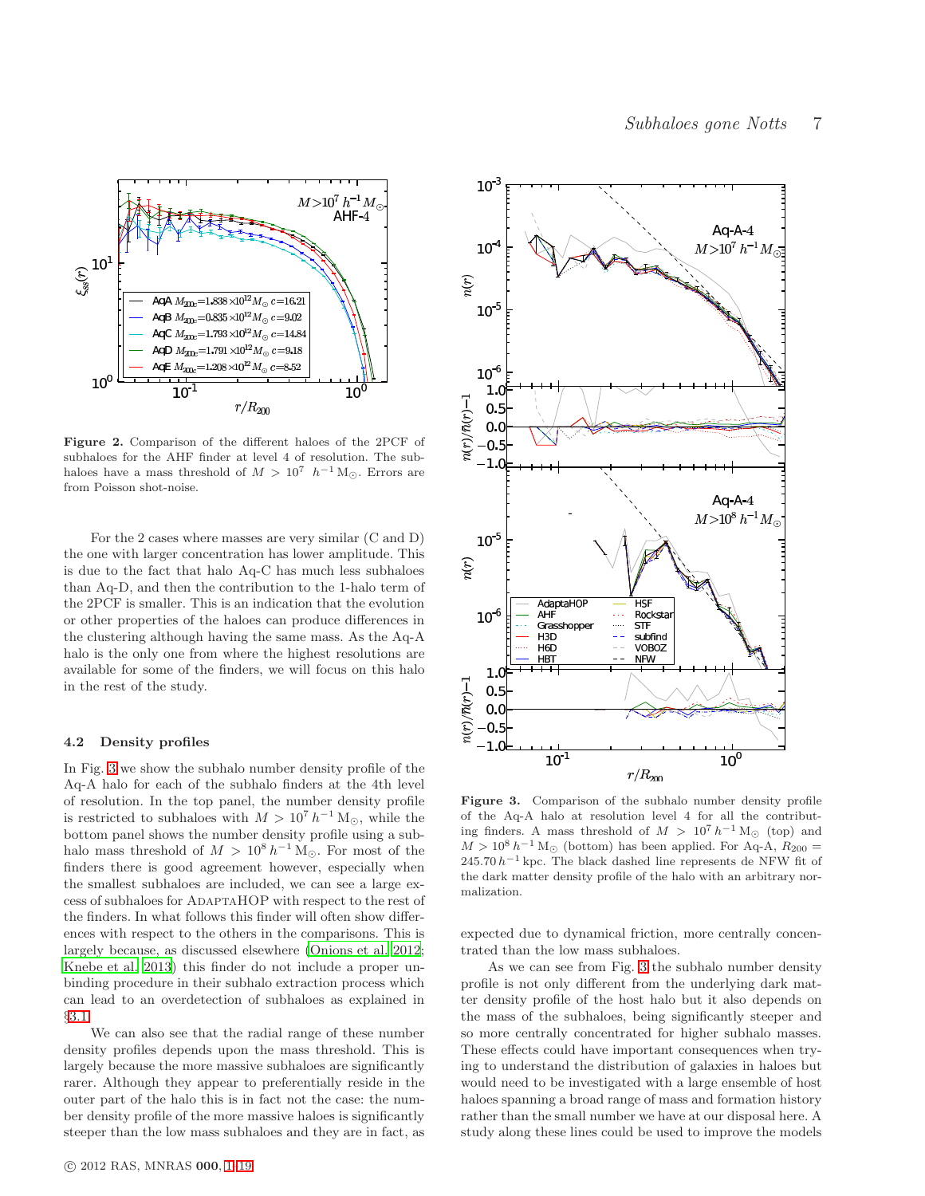**Figure 2.** Comparison of the different haloes of the 2PCF of subhaloes for the AHF finder at level 4 of resolution. The subhaloes have a mass threshold of $M > 10^7 \ h^{-1}\,\mathrm{M}_{\odot}$. Errors are from Poisson shot-noise.

For the 2 cases where masses are very similar (C and D) the one with larger concentration has lower amplitude. This is due to the fact that halo Aq-C has much less subhaloes than Aq-D, and then the contribution to the 1-halo term of the 2PCF is smaller. This is an indication that the evolution or other properties of the haloes can produce differences in the clustering although having the same mass. As the Aq-A halo is the only one from where the highest resolutions are available for some of the finders, we will focus on this halo in the rest of the study.

### 4.2 Density profiles

In Fig. 3 we show the subhalo number density profile of the Aq-A halo for each of the subhalo finders at the 4th level of resolution. In the top panel, the number density profile is restricted to subhaloes with $M > 10^7\,h^{-1}\,\mathrm{M}_{\odot}$, while the bottom panel shows the number density profile using a subhalo mass threshold of $M > 10^8\,h^{-1}\,\mathrm{M}_{\odot}$. For most of the finders there is good agreement however, especially when the smallest subhaloes are included, we can see a large excess of subhaloes for AdaptaHOP with respect to the rest of the finders. In what follows this finder will often show differences with respect to the others in the comparisons. This is largely because, as discussed elsewhere (Onions et al. 2012; Knebe et al. 2013) this finder do not include a proper unbinding procedure in their subhalo extraction process which can lead to an overdetection of subhaloes as explained in §3.1.

We can also see that the radial range of these number density profiles depends upon the mass threshold. This is largely because the more massive subhaloes are significantly rarer. Although they appear to preferentially reside in the outer part of the halo this is in fact not the case: the number density profile of the more massive haloes is significantly steeper than the low mass subhaloes and they are in fact, as expected due to dynamical friction, more centrally concentrated than the low mass subhaloes.

**Figure 3.** Comparison of the subhalo number density profile of the Aq-A halo at resolution level 4 for all the contributing finders. A mass threshold of $M > 10^7\,h^{-1}\,\mathrm{M}_{\odot}$ (top) and $M > 10^8\,h^{-1}\,\mathrm{M}_{\odot}$ (bottom) has been applied. For Aq-A, $R_{200} = 245.70\,h^{-1}\,\mathrm{kpc}$. The black dashed line represents de NFW fit of the dark matter density profile of the halo with an arbitrary normalization.

As we can see from Fig. 3 the subhalo number density profile is not only different from the underlying dark matter density profile of the host halo but it also depends on the mass of the subhaloes, being significantly steeper and so more centrally concentrated for higher subhalo masses. These effects could have important consequences when trying to understand the distribution of galaxies in haloes but would need to be investigated with a large ensemble of host haloes spanning a broad range of mass and formation histories rather than the small number we have at our disposal here. A study along these lines could be used to improve the models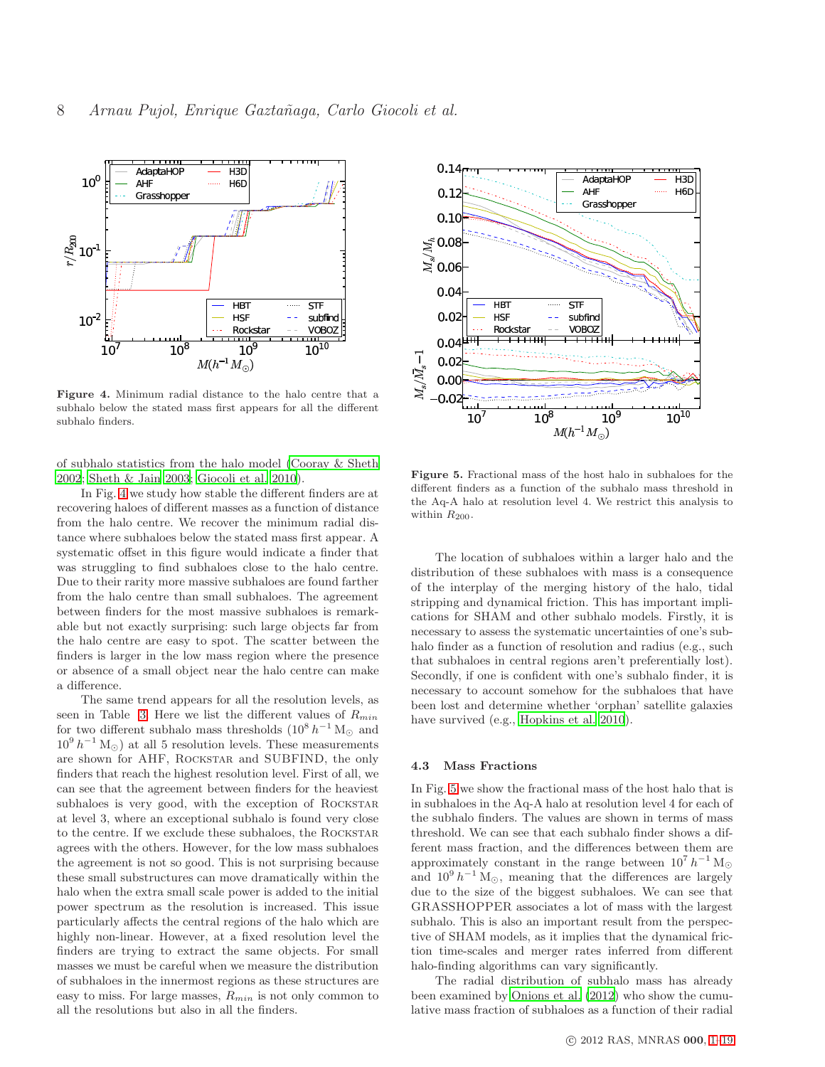AdaptaHOP
AHF
Grasshopper
H3D
H6D
HBT
HSF
Rockstar
STF
subfind
VOBOZ

$r/R_{200}$

$10^0$
$10^{-1}$
$10^{-2}$
$10^7$
$10^8$
$10^9$
$10^{10}$

$M(h^{-1}M_\odot)$

**Figure 4.** Minimum radial distance to the halo centre that a subhalo below the stated mass first appears for all the different subhalo finders.

AdaptaHOP
AHF
Grasshopper
H3D
H6D
HBT
HSF
Rockstar
STF
subfind
VOBOZ

$M_s/M_h$

0.14
0.12
0.10
0.08
0.06
0.04
0.02

$M_s/\bar{M}_s - 1$

0.04
0.02
0.00
−0.02

$10^7$
$10^8$
$10^9$
$10^{10}$

$M(h^{-1}M_\odot)$

**Figure 5.** Fractional mass of the host halo in subhaloes for the different finders as a function of the subhalo mass threshold in the Aq-A halo at resolution level 4. We restrict this analysis to within $R_{200}$.

of subhalo statistics from the halo model (Cooray & Sheth 2002; Sheth & Jain 2003; Giocoli et al. 2010).

In Fig. 4 we study how stable the different finders are at recovering haloes of different masses as a function of distance from the halo centre. We recover the minimum radial distance where subhaloes below the stated mass first appear. A systematic offset in this figure would indicate a finder that was struggling to find subhaloes close to the halo centre. Due to their rarity more massive subhaloes are found farther from the halo centre than small subhaloes. The agreement between finders for the most massive subhaloes is remarkable but not exactly surprising: such large objects far from the halo centre are easy to spot. The scatter between the finders is larger in the low mass region where the presence or absence of a small object near the halo centre can make a difference.

The same trend appears for all the resolution levels, as seen in Table 3. Here we list the different values of $R_{min}$ for two different subhalo mass thresholds ($10^8\,h^{-1}\,\mathrm{M}_\odot$ and $10^9\,h^{-1}\,\mathrm{M}_\odot$) at all 5 resolution levels. These measurements are shown for AHF, Rockstar and SUBFIND, the only finders that reach the highest resolution level. First of all, we can see that the agreement between finders for the heaviest subhaloes is very good, with the exception of Rockstar at level 3, where an exceptional subhalo is found very close to the centre. If we exclude these subhaloes, the Rockstar agrees with the others. However, for the low mass subhaloes the agreement is not so good. This is not surprising because these small substructures can move dramatically within the halo when the extra small scale power is added to the initial power spectrum as the resolution is increased. This issue particularly affects the central regions of the halo which are highly non-linear. However, at a fixed resolution level the finders are trying to extract the same objects. For small masses we must be careful when we measure the distribution of subhaloes in the innermost regions as these structures are easy to miss. For large masses, $R_{min}$ is not only common to all the resolutions but also in all the finders.

The location of subhaloes within a larger halo and the distribution of these subhaloes with mass is a consequence of the interplay of the merging history of the halo, tidal stripping and dynamical friction. This has important implications for SHAM and other subhalo models. Firstly, it is necessary to assess the systematic uncertainties of one's subhalo finder as a function of resolution and radius (e.g., such that subhaloes in central regions aren't preferentially lost). Secondly, if one is confident with one's subhalo finder, it is necessary to account somehow for the subhaloes that have been lost and determine whether 'orphan' satellite galaxies have survived (e.g., Hopkins et al. 2010).

### 4.3 Mass Fractions

In Fig. 5 we show the fractional mass of the host halo that is in subhaloes in the Aq-A halo at resolution level 4 for each of the subhalo finders. The values are shown in terms of mass threshold. We can see that each subhalo finder shows a different mass fraction, and the differences between them are approximately constant in the range between $10^7\,h^{-1}\,\mathrm{M}_\odot$ and $10^9\,h^{-1}\,\mathrm{M}_\odot$, meaning that the differences are largely due to the size of the biggest subhaloes. We can see that GRASSHOPPER associates a lot of mass with the largest subhalo. This is also an important result from the perspective of SHAM models, as it implies that the dynamical friction time-scales and merger rates inferred from different halo-finding algorithms can vary significantly.

The radial distribution of subhalo mass has already been examined by Onions et al. (2012) who show the cumulative mass fraction of subhaloes as a function of their radial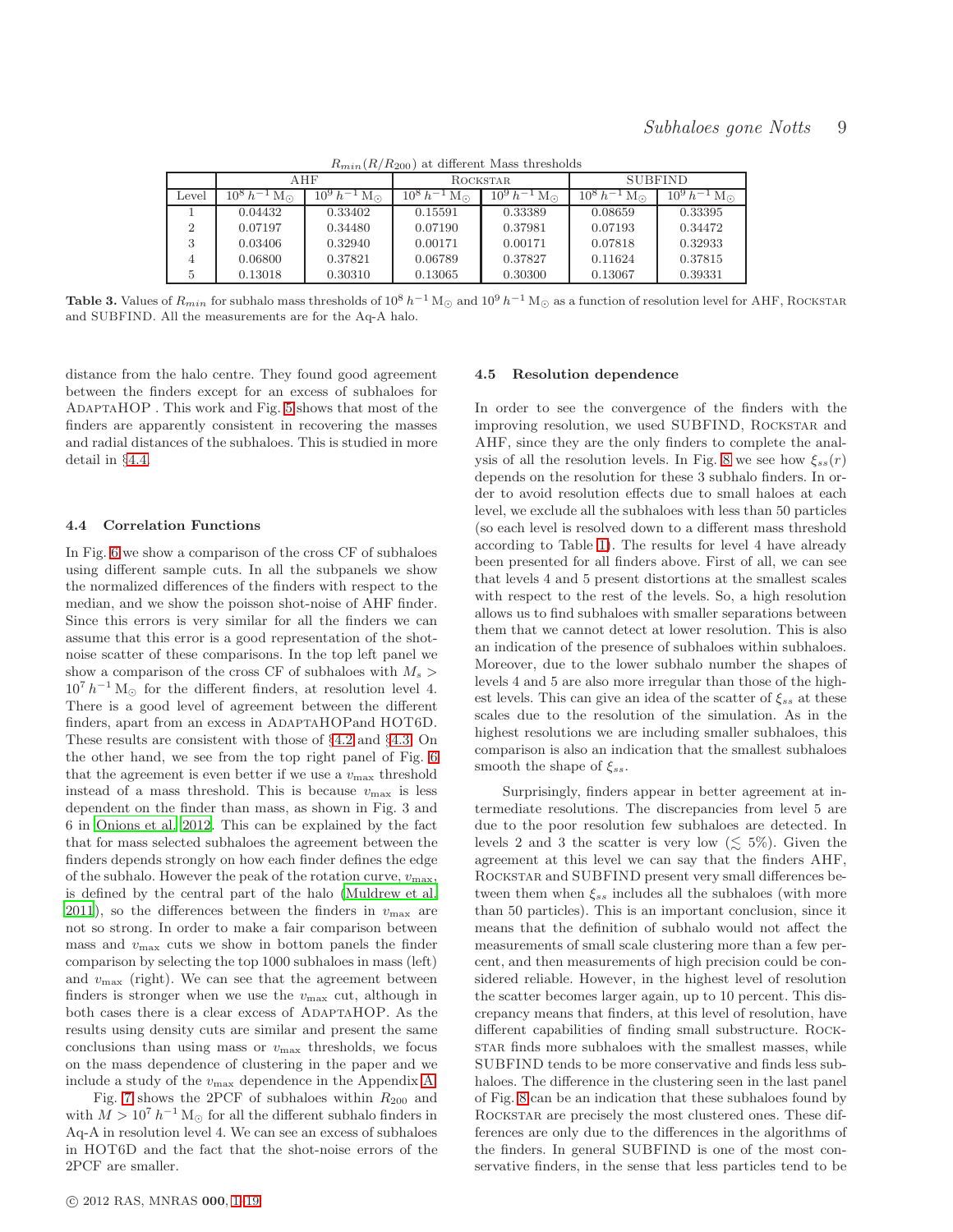$R_{min}(R/R_{200})$ at different Mass thresholds

| | AHF | | ROCKSTAR | | SUBFIND | |
|---|---|---|---|---|---|---|
| Level | $10^8\,h^{-1}\,\mathrm{M}_\odot$ | $10^9\,h^{-1}\,\mathrm{M}_\odot$ | $10^8\,h^{-1}\,\mathrm{M}_\odot$ | $10^9\,h^{-1}\,\mathrm{M}_\odot$ | $10^8\,h^{-1}\,\mathrm{M}_\odot$ | $10^9\,h^{-1}\,\mathrm{M}_\odot$ |
| 1 | 0.04432 | 0.33402 | 0.15591 | 0.33389 | 0.08659 | 0.33395 |
| 2 | 0.07197 | 0.34480 | 0.07190 | 0.37981 | 0.07193 | 0.34472 |
| 3 | 0.03406 | 0.32940 | 0.00171 | 0.00171 | 0.07818 | 0.32933 |
| 4 | 0.06800 | 0.37821 | 0.06789 | 0.37827 | 0.11624 | 0.37815 |
| 5 | 0.13018 | 0.30310 | 0.13065 | 0.30300 | 0.13067 | 0.39331 |

**Table 3.** Values of $R_{min}$ for subhalo mass thresholds of $10^8\,h^{-1}\,\mathrm{M}_\odot$ and $10^9\,h^{-1}\,\mathrm{M}_\odot$ as a function of resolution level for AHF, ROCKSTAR and SUBFIND. All the measurements are for the Aq-A halo.

distance from the halo centre. They found good agreement between the finders except for an excess of subhaloes for ADAPTAHOP . This work and Fig. 5 shows that most of the finders are apparently consistent in recovering the masses and radial distances of the subhaloes. This is studied in more detail in §4.4.

### 4.4 Correlation Functions

In Fig. 6 we show a comparison of the cross CF of subhaloes using different sample cuts. In all the subpanels we show the normalized differences of the finders with respect to the median, and we show the poisson shot-noise of AHF finder. Since this errors is very similar for all the finders we can assume that this error is a good representation of the shot-noise scatter of these comparisons. In the top left panel we show a comparison of the cross CF of subhaloes with $M_s > 10^7\,h^{-1}\,\mathrm{M}_\odot$ for the different finders, at resolution level 4. There is a good level of agreement between the different finders, apart from an excess in ADAPTAHOPand HOT6D. These results are consistent with those of §4.2 and §4.3. On the other hand, we see from the top right panel of Fig. 6 that the agreement is even better if we use a $v_{\max}$ threshold instead of a mass threshold. This is because $v_{\max}$ is less dependent on the finder than mass, as shown in Fig. 3 and 6 in Onions et al. 2012. This can be explained by the fact that for mass selected subhaloes the agreement between the finders depends strongly on how each finder defines the edge of the subhalo. However the peak of the rotation curve, $v_{\max}$, is defined by the central part of the halo (Muldrew et al. 2011), so the differences between the finders in $v_{\max}$ are not so strong. In order to make a fair comparison between mass and $v_{\max}$ cuts we show in bottom panels the finder comparison by selecting the top 1000 subhaloes in mass (left) and $v_{\max}$ (right). We can see that the agreement between finders is stronger when we use the $v_{\max}$ cut, although in both cases there is a clear excess of ADAPTAHOP. As the results using density cuts are similar and present the same conclusions than using mass or $v_{\max}$ thresholds, we focus on the mass dependence of clustering in the paper and we include a study of the $v_{\max}$ dependence in the Appendix A.

Fig. 7 shows the 2PCF of subhaloes within $R_{200}$ and with $M > 10^7\,h^{-1}\,\mathrm{M}_\odot$ for all the different subhalo finders in Aq-A in resolution level 4. We can see an excess of subhaloes in HOT6D and the fact that the shot-noise errors of the 2PCF are smaller.

### 4.5 Resolution dependence

In order to see the convergence of the finders with the improving resolution, we used SUBFIND, ROCKSTAR and AHF, since they are the only finders to complete the analysis of all the resolution levels. In Fig. 8 we see how $\xi_{ss}(r)$ depends on the resolution for these 3 subhalo finders. In order to avoid resolution effects due to small haloes at each level, we exclude all the subhaloes with less than 50 particles (so each level is resolved down to a different mass threshold according to Table 1). The results for level 4 have already been presented for all finders above. First of all, we can see that levels 4 and 5 present distortions at the smallest scales with respect to the rest of the levels. So, a high resolution allows us to find subhaloes with smaller separations between them that we cannot detect at lower resolution. This is also an indication of the presence of subhaloes within subhaloes. Moreover, due to the lower subhalo number the shapes of levels 4 and 5 are also more irregular than those of the highest levels. This can give an idea of the scatter of $\xi_{ss}$ at these scales due to the resolution of the simulation. As in the highest resolutions we are including smaller subhaloes, this comparison is also an indication that the smallest subhaloes smooth the shape of $\xi_{ss}$.

Surprisingly, finders appear in better agreement at intermediate resolutions. The discrepancies from level 5 are due to the poor resolution few subhaloes are detected. In levels 2 and 3 the scatter is very low ($\lesssim 5\%$). Given the agreement at this level we can say that the finders AHF, ROCKSTAR and SUBFIND present very small differences between them when $\xi_{ss}$ includes all the subhaloes (with more than 50 particles). This is an important conclusion, since it means that the definition of subhalo would not affect the measurements of small scale clustering more than a few percent, and then measurements of high precision could be considered reliable. However, in the highest level of resolution the scatter becomes larger again, up to 10 percent. This discrepancy means that finders, at this level of resolution, have different capabilities of finding small substructure. ROCKSTAR finds more subhaloes with the smallest masses, while SUBFIND tends to be more conservative and finds less subhaloes. The difference in the clustering seen in the last panel of Fig. 8 can be an indication that these subhaloes found by ROCKSTAR are precisely the most clustered ones. These differences are only due to the differences in the algorithms of the finders. In general SUBFIND is one of the most conservative finders, in the sense that less particles tend to be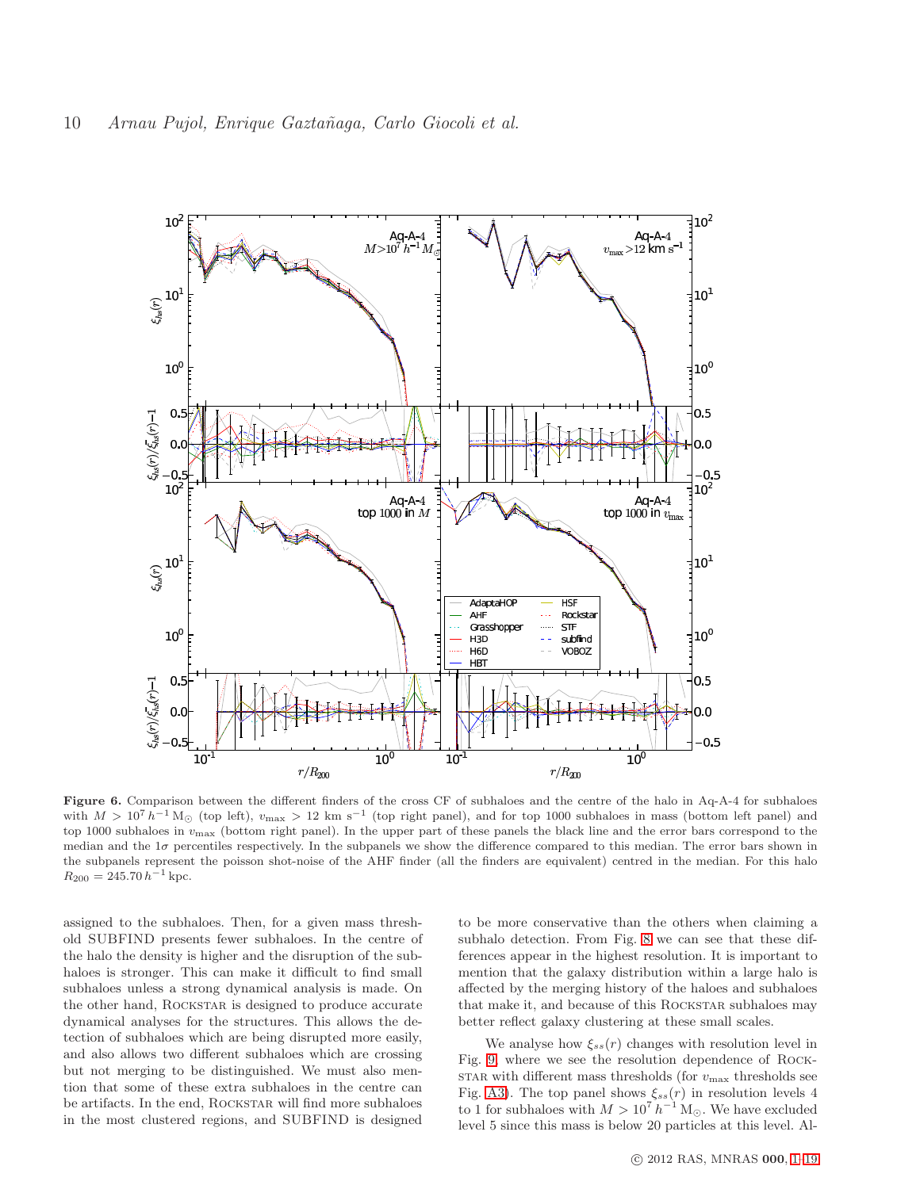**Figure 6.** Comparison between the different finders of the cross CF of subhaloes and the centre of the halo in Aq-A-4 for subhaloes with $M > 10^7\,h^{-1}\,\mathrm{M}_\odot$ (top left), $v_{\max} > 12$ km s$^{-1}$ (top right panel), and for top 1000 subhaloes in mass (bottom left panel) and top 1000 subhaloes in $v_{\max}$ (bottom right panel). In the upper part of these panels the black line and the error bars correspond to the median and the $1\sigma$ percentiles respectively. In the subpanels we show the difference compared to this median. The error bars shown in the subpanels represent the poisson shot-noise of the AHF finder (all the finders are equivalent) centred in the median. For this halo $R_{200} = 245.70\,h^{-1}\,\mathrm{kpc}$.

assigned to the subhaloes. Then, for a given mass threshold SUBFIND presents fewer subhaloes. In the centre of the halo the density is higher and the disruption of the subhaloes is stronger. This can make it difficult to find small subhaloes unless a strong dynamical analysis is made. On the other hand, Rockstar is designed to produce accurate dynamical analyses for the structures. This allows the detection of subhaloes which are being disrupted more easily, and also allows two different subhaloes which are crossing but not merging to be distinguished. We must also mention that some of these extra subhaloes in the centre can be artifacts. In the end, Rockstar will find more subhaloes in the most clustered regions, and SUBFIND is designed to be more conservative than the others when claiming a subhalo detection. From Fig. 8 we can see that these differences appear in the highest resolution. It is important to mention that the galaxy distribution within a large halo is affected by the merging history of the haloes and subhaloes that make it, and because of this Rockstar subhaloes may better reflect galaxy clustering at these small scales.

We analyse how $\xi_{ss}(r)$ changes with resolution level in Fig. 9, where we see the resolution dependence of Rockstar with different mass thresholds (for $v_{\max}$ thresholds see Fig. A3). The top panel shows $\xi_{ss}(r)$ in resolution levels 4 to 1 for subhaloes with $M > 10^7\,h^{-1}\,\mathrm{M}_\odot$. We have excluded level 5 since this mass is below 20 particles at this level. Al-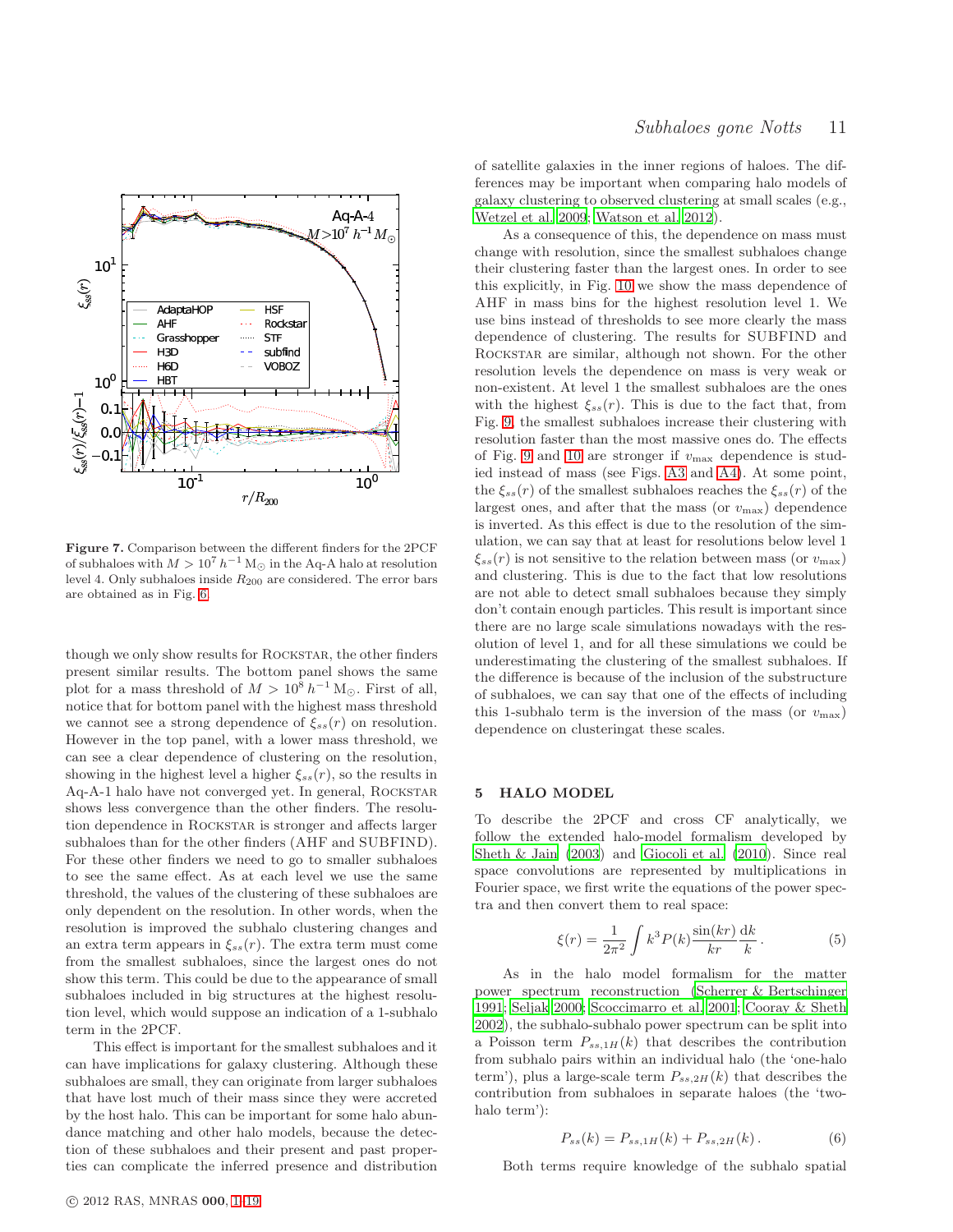**Figure 7.** Comparison between the different finders for the 2PCF of subhaloes with $M > 10^7\,h^{-1}\,\mathrm{M}_\odot$ in the Aq-A halo at resolution level 4. Only subhaloes inside $R_{200}$ are considered. The error bars are obtained as in Fig. 6.

though we only show results for Rockstar, the other finders present similar results. The bottom panel shows the same plot for a mass threshold of $M > 10^8\,h^{-1}\,\mathrm{M}_\odot$. First of all, notice that for bottom panel with the highest mass threshold we cannot see a strong dependence of $\xi_{ss}(r)$ on resolution. However in the top panel, with a lower mass threshold, we can see a clear dependence of clustering on the resolution, showing in the highest level a higher $\xi_{ss}(r)$, so the results in Aq-A-1 halo have not converged yet. In general, Rockstar shows less convergence than the other finders. The resolution dependence in Rockstar is stronger and affects larger subhaloes than for the other finders (AHF and SUBFIND). For these other finders we need to go to smaller subhaloes to see the same effect. As at each level we use the same threshold, the values of the clustering of these subhaloes are only dependent on the resolution. In other words, when the resolution is improved the subhalo clustering changes and an extra term appears in $\xi_{ss}(r)$. The extra term must come from the smallest subhaloes, since the largest ones do not show this term. This could be due to the appearance of small subhaloes included in big structures at the highest resolution level, which would suppose an indication of a 1-subhalo term in the 2PCF.

This effect is important for the smallest subhaloes and it can have implications for galaxy clustering. Although these subhaloes are small, they can originate from larger subhaloes that have lost much of their mass since they were accreted by the host halo. This can be important for some halo abundance matching and other halo models, because the detection of these subhaloes and their present and past properties can complicate the inferred presence and distribution of satellite galaxies in the inner regions of haloes. The differences may be important when comparing halo models of galaxy clustering to observed clustering at small scales (e.g., Wetzel et al. 2009; Watson et al. 2012).

As a consequence of this, the dependence on mass must change with resolution, since the smallest subhaloes change their clustering faster than the largest ones. In order to see this explicitly, in Fig. 10 we show the mass dependence of AHF in mass bins for the highest resolution level 1. We use bins instead of thresholds to see more clearly the mass dependence of clustering. The results for SUBFIND and Rockstar are similar, although not shown. For the other resolution levels the dependence on mass is very weak or non-existent. At level 1 the smallest subhaloes are the ones with the highest $\xi_{ss}(r)$. This is due to the fact that, from Fig. 9, the smallest subhaloes increase their clustering with resolution faster than the most massive ones do. The effects of Fig. 9 and 10 are stronger if $v_{\max}$ dependence is studied instead of mass (see Figs. A3 and A4). At some point, the $\xi_{ss}(r)$ of the smallest subhaloes reaches the $\xi_{ss}(r)$ of the largest ones, and after that the mass (or $v_{\max}$) dependence is inverted. As this effect is due to the resolution of the simulation, we can say that at least for resolutions below level 1 $\xi_{ss}(r)$ is not sensitive to the relation between mass (or $v_{\max}$) and clustering. This is due to the fact that low resolutions are not able to detect small subhaloes because they simply don't contain enough particles. This result is important since there are no large scale simulations nowadays with the resolution of level 1, and for all these simulations we could be underestimating the clustering of the smallest subhaloes. If the difference is because of the inclusion of the substructure of subhaloes, we can say that one of the effects of including this 1-subhalo term is the inversion of the mass (or $v_{\max}$) dependence on clusteringat these scales.

## 5 HALO MODEL

To describe the 2PCF and cross CF analytically, we follow the extended halo-model formalism developed by Sheth & Jain (2003) and Giocoli et al. (2010). Since real space convolutions are represented by multiplications in Fourier space, we first write the equations of the power spectra and then convert them to real space:

$$\xi(r) = \frac{1}{2\pi^2}\int k^3 P(k)\frac{\sin(kr)}{kr}\frac{\mathrm{d}k}{k}\,. \tag{5}$$

As in the halo model formalism for the matter power spectrum reconstruction (Scherrer & Bertschinger 1991; Seljak 2000; Scoccimarro et al. 2001; Cooray & Sheth 2002), the subhalo-subhalo power spectrum can be split into a Poisson term $P_{ss,1H}(k)$ that describes the contribution from subhalo pairs within an individual halo (the 'one-halo term'), plus a large-scale term $P_{ss,2H}(k)$ that describes the contribution from subhaloes in separate haloes (the 'two-halo term'):

$$P_{ss}(k) = P_{ss,1H}(k) + P_{ss,2H}(k)\,. \tag{6}$$

Both terms require knowledge of the subhalo spatial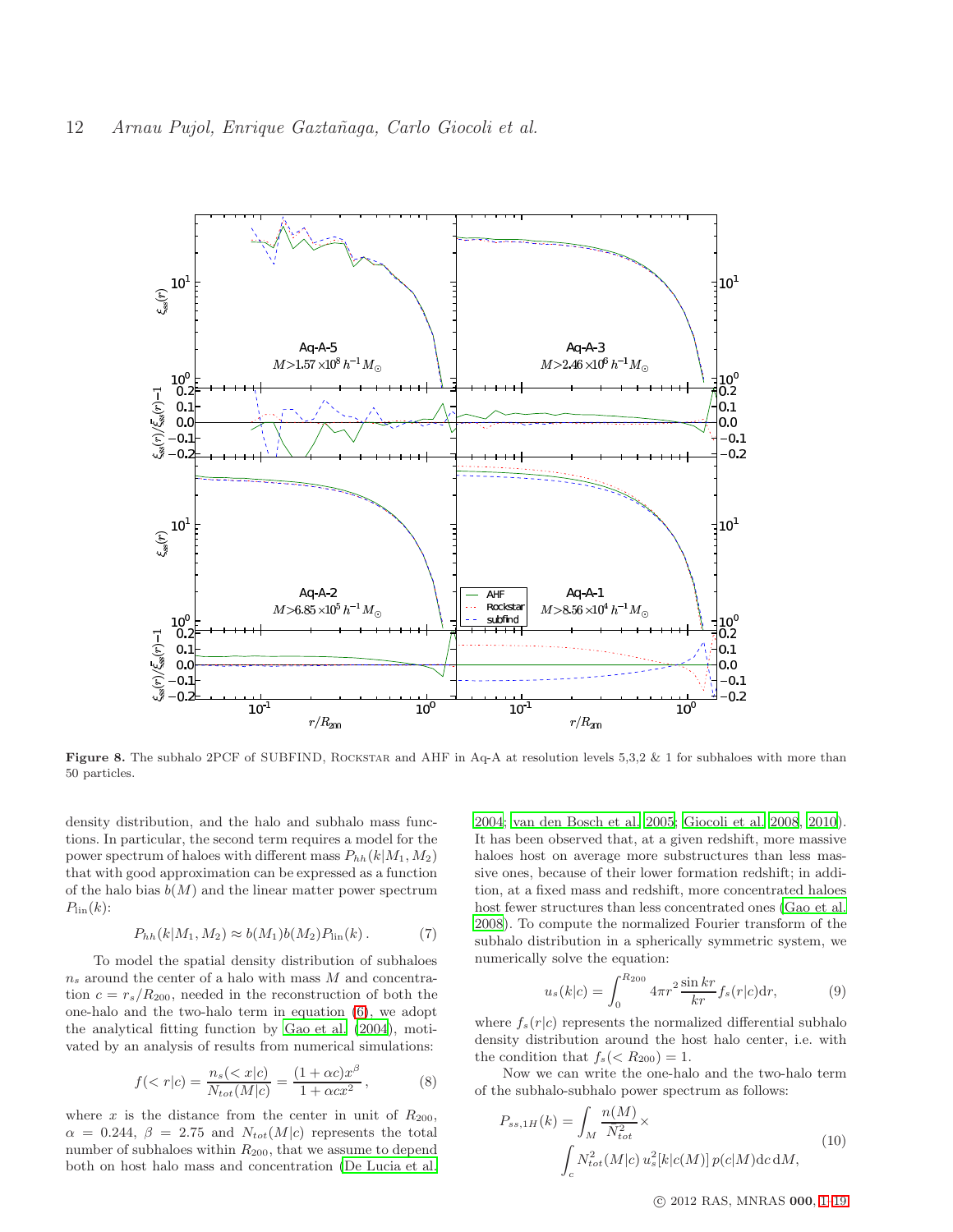**Figure 8.** The subhalo 2PCF of SUBFIND, ROCKSTAR and AHF in Aq-A at resolution levels 5,3,2 & 1 for subhaloes with more than 50 particles.

density distribution, and the halo and subhalo mass functions. In particular, the second term requires a model for the power spectrum of haloes with different mass $P_{hh}(k|M_1, M_2)$ that with good approximation can be expressed as a function of the halo bias $b(M)$ and the linear matter power spectrum $P_{\rm lin}(k)$:

$$P_{hh}(k|M_1, M_2) \approx b(M_1)b(M_2)P_{\rm lin}(k)\,. \tag{7}$$

To model the spatial density distribution of subhaloes $n_s$ around the center of a halo with mass $M$ and concentration $c = r_s/R_{200}$, needed in the reconstruction of both the one-halo and the two-halo term in equation (6), we adopt the analytical fitting function by Gao et al. (2004), motivated by an analysis of results from numerical simulations:

$$f(<r|c) = \frac{n_s(<x|c)}{N_{tot}(M|c)} = \frac{(1+\alpha c)x^{\beta}}{1+\alpha c x^2}\,, \tag{8}$$

where $x$ is the distance from the center in unit of $R_{200}$, $\alpha = 0.244$, $\beta = 2.75$ and $N_{tot}(M|c)$ represents the total number of subhaloes within $R_{200}$, that we assume to depend both on host halo mass and concentration (De Lucia et al. 2004; van den Bosch et al. 2005; Giocoli et al. 2008, 2010). It has been observed that, at a given redshift, more massive haloes host on average more substructures than less massive ones, because of their lower formation redshift; in addition, at a fixed mass and redshift, more concentrated haloes host fewer structures than less concentrated ones (Gao et al. 2008). To compute the normalized Fourier transform of the subhalo distribution in a spherically symmetric system, we numerically solve the equation:

$$u_s(k|c) = \int_0^{R_{200}} 4\pi r^2 \frac{\sin kr}{kr} f_s(r|c)\mathrm{d}r, \tag{9}$$

where $f_s(r|c)$ represents the normalized differential subhalo density distribution around the host halo center, i.e. with the condition that $f_s(<R_{200}) = 1$.

Now we can write the one-halo and the two-halo term of the subhalo-subhalo power spectrum as follows:

$$P_{ss,1H}(k) = \int_M \frac{n(M)}{\bar{N}_{tot}^2} \times \int_c N_{tot}^2(M|c)\, u_s^2[k|c(M)]\, p(c|M)\mathrm{d}c\,\mathrm{d}M, \tag{10}$$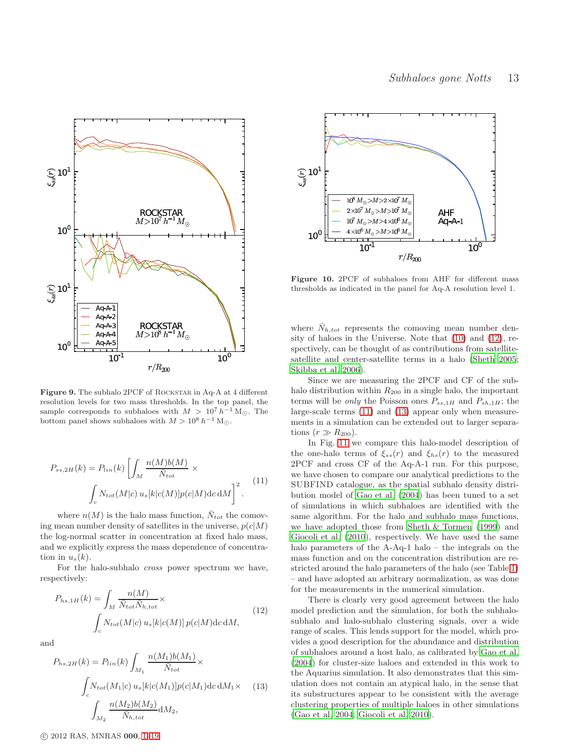Figure 9. The subhalo 2PCF of ROCKSTAR in Aq-A at 4 different resolution levels for two mass thresholds. In the top panel, the sample corresponds to subhaloes with $M > 10^7\,h^{-1}\,\mathrm{M}_\odot$. The bottom panel shows subhaloes with $M > 10^8\,h^{-1}\,\mathrm{M}_\odot$.

$$P_{ss,2H}(k) = P_{lin}(k)\left[\int_M \frac{n(M)b(M)}{\bar{N}_{tot}} \times \int_c N_{tot}(M|c)\, u_s[k|c(M)] p(c|M) \mathrm{d}c\, \mathrm{d}M\right]^2. \tag{11}$$

where $n(M)$ is the halo mass function, $\bar{N}_{tot}$ the comoving mean number density of satellites in the universe, $p(c|M)$ the log-normal scatter in concentration at fixed halo mass, and we explicitly express the mass dependence of concentration in $u_s(k)$.

For the halo-subhalo *cross* power spectrum we have, respectively:

$$P_{hs,1H}(k) = \int_M \frac{n(M)}{\bar{N}_{tot}\bar{N}_{h,tot}} \times \int_c N_{tot}(M|c)\, u_s[k|c(M)]\, p(c|M) \mathrm{d}c\, \mathrm{d}M, \tag{12}$$

and

$$P_{hs,2H}(k) = P_{lin}(k)\int_{M_1} \frac{n(M_1)b(M_1)}{\bar{N}_{tot}} \times \int_c N_{tot}(M_1|c)\, u_s[k|c(M_1)] p(c|M_1) \mathrm{d}c\, \mathrm{d}M_1 \times \int_{M_2} \frac{n(M_2)b(M_2)}{\bar{N}_{h,tot}} \mathrm{d}M_2, \tag{13}$$

Figure 10. 2PCF of subhaloes from AHF for different mass thresholds as indicated in the panel for Aq-A resolution level 1.

where $\bar{N}_{h,tot}$ represents the comoving mean number density of haloes in the Universe. Note that (10) and (12), respectively, can be thought of as contributions from satellite-satellite and center-satellite terms in a halo (Sheth 2005; Skibba et al. 2006).

Since we are measuring the 2PCF and CF of the subhalo distribution within $R_{200}$ in a single halo, the important terms will be *only* the Poisson ones $P_{ss,1H}$ and $P_{sh,1H}$; the large-scale terms (11) and (13) appear only when measurements in a simulation can be extended out to larger separations ($r \gg R_{200}$).

In Fig. 11 we compare this halo-model description of the one-halo terms of $\xi_{ss}(r)$ and $\xi_{hs}(r)$ to the measured 2PCF and cross CF of the Aq-A-1 run. For this purpose, we have chosen to compare our analytical predictions to the SUBFIND catalogue, as the spatial subhalo density distribution model of Gao et al. (2004) has been tuned to a set of simulations in which subhaloes are identified with the same algorithm. For the halo and subhalo mass functions, we have adopted those from Sheth & Tormen (1999) and Giocoli et al. (2010), respectively. We have used the same halo parameters of the A-Aq-1 halo – the integrals on the mass function and on the concentration distribution are restricted around the halo parameters of the halo (see Table 1) – and have adopted an arbitrary normalization, as was done for the measurements in the numerical simulation.

There is clearly very good agreement between the halo model prediction and the simulation, for both the subhalo-subhalo and halo-subhalo clustering signals, over a wide range of scales. This lends support for the model, which provides a good description for the abundance and distribution of subhaloes around a host halo, as calibrated by Gao et al. (2004) for cluster-size haloes and extended in this work to the Aquarius simulation. It also demonstrates that this simulation does not contain an atypical halo, in the sense that its substructures appear to be consistent with the average clustering properties of multiple haloes in other simulations (Gao et al. 2004; Giocoli et al. 2010).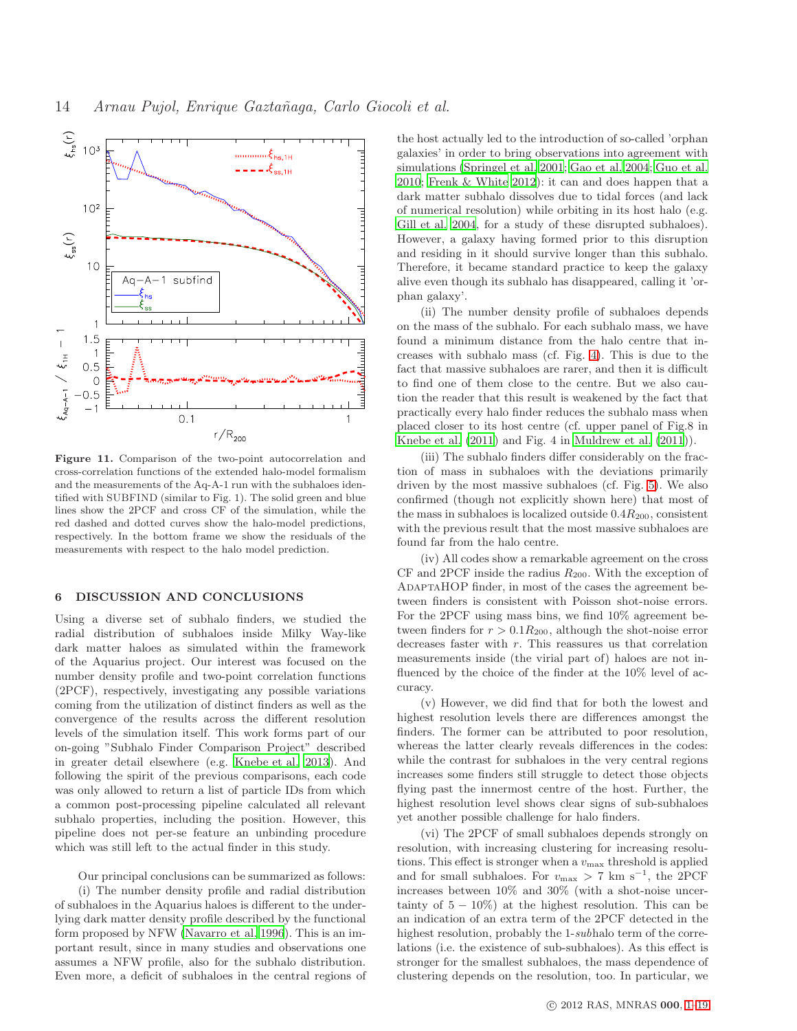**Figure 11.** Comparison of the two-point autocorrelation and cross-correlation functions of the extended halo-model formalism and the measurements of the Aq-A-1 run with the subhaloes identified with SUBFIND (similar to Fig. 1). The solid green and blue lines show the 2PCF and cross CF of the simulation, while the red dashed and dotted curves show the halo-model predictions, respectively. In the bottom frame we show the residuals of the measurements with respect to the halo model prediction.

## 6 DISCUSSION AND CONCLUSIONS

Using a diverse set of subhalo finders, we studied the radial distribution of subhaloes inside Milky Way-like dark matter haloes as simulated within the framework of the Aquarius project. Our interest was focused on the number density profile and two-point correlation functions (2PCF), respectively, investigating any possible variations coming from the utilization of distinct finders as well as the convergence of the results across the different resolution levels of the simulation itself. This work forms part of our on-going "Subhalo Finder Comparison Project" described in greater detail elsewhere (e.g. Knebe et al. 2013). And following the spirit of the previous comparisons, each code was only allowed to return a list of particle IDs from which a common post-processing pipeline calculated all relevant subhalo properties, including the position. However, this pipeline does not per-se feature an unbinding procedure which was still left to the actual finder in this study.

Our principal conclusions can be summarized as follows:

(i) The number density profile and radial distribution of subhaloes in the Aquarius haloes is different to the underlying dark matter density profile described by the functional form proposed by NFW (Navarro et al. 1996). This is an important result, since in many studies and observations one assumes a NFW profile, also for the subhalo distribution. Even more, a deficit of subhaloes in the central regions of the host actually led to the introduction of so-called 'orphan galaxies' in order to bring observations into agreement with simulations (Springel et al. 2001; Gao et al. 2004; Guo et al. 2010; Frenk & White 2012): it can and does happen that a dark matter subhalo dissolves due to tidal forces (and lack of numerical resolution) while orbiting in its host halo (e.g. Gill et al. 2004, for a study of these disrupted subhaloes). However, a galaxy having formed prior to this disruption and residing in it should survive longer than this subhalo. Therefore, it became standard practice to keep the galaxy alive even though its subhalo has disappeared, calling it 'orphan galaxy'.

(ii) The number density profile of subhaloes depends on the mass of the subhalo. For each subhalo mass, we have found a minimum distance from the halo centre that increases with subhalo mass (cf. Fig. 4). This is due to the fact that massive subhaloes are rarer, and then it is difficult to find one of them close to the centre. But we also caution the reader that this result is weakened by the fact that practically every halo finder reduces the subhalo mass when placed closer to its host centre (cf. upper panel of Fig.8 in Knebe et al. (2011) and Fig. 4 in Muldrew et al. (2011)).

(iii) The subhalo finders differ considerably on the fraction of mass in subhaloes with the deviations primarily driven by the most massive subhaloes (cf. Fig. 5). We also confirmed (though not explicitly shown here) that most of the mass in subhaloes is localized outside $0.4R_{200}$, consistent with the previous result that the most massive subhaloes are found far from the halo centre.

(iv) All codes show a remarkable agreement on the cross CF and 2PCF inside the radius $R_{200}$. With the exception of AdaptaHOP finder, in most of the cases the agreement between finders is consistent with Poisson shot-noise errors. For the 2PCF using mass bins, we find 10% agreement between finders for $r > 0.1R_{200}$, although the shot-noise error decreases faster with $r$. This reassures us that correlation measurements inside (the virial part of) haloes are not influenced by the choice of the finder at the 10% level of accuracy.

(v) However, we did find that for both the lowest and highest resolution levels there are differences amongst the finders. The former can be attributed to poor resolution, whereas the latter clearly reveals differences in the codes: while the contrast for subhaloes in the very central regions increases some finders still struggle to detect those objects flying past the innermost centre of the host. Further, the highest resolution level shows clear signs of sub-subhaloes yet another possible challenge for halo finders.

(vi) The 2PCF of small subhaloes depends strongly on resolution, with increasing clustering for increasing resolutions. This effect is stronger when a $v_{\rm max}$ threshold is applied and for small subhaloes. For $v_{\rm max} > 7$ km s$^{-1}$, the 2PCF increases between 10% and 30% (with a shot-noise uncertainty of $5 - 10$%) at the highest resolution. This can be an indication of an extra term of the 2PCF detected in the highest resolution, probably the 1-*sub*halo term of the correlations (i.e. the existence of sub-subhaloes). As this effect is stronger for the smallest subhaloes, the mass dependence of clustering depends on the resolution, too. In particular, we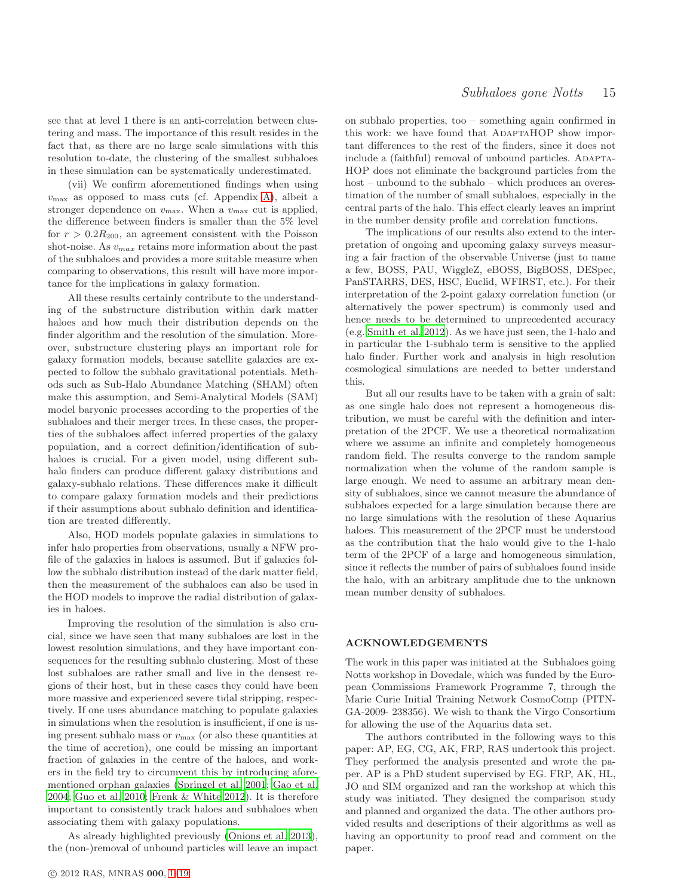see that at level 1 there is an anti-correlation between clustering and mass. The importance of this result resides in the fact that, as there are no large scale simulations with this resolution to-date, the clustering of the smallest subhaloes in these simulation can be systematically underestimated.

(vii) We confirm aforementioned findings when using $v_{\max}$ as opposed to mass cuts (cf. Appendix A), albeit a stronger dependence on $v_{\max}$. When a $v_{\max}$ cut is applied, the difference between finders is smaller than the 5% level for $r > 0.2R_{200}$, an agreement consistent with the Poisson shot-noise. As $v_{max}$ retains more information about the past of the subhaloes and provides a more suitable measure when comparing to observations, this result will have more importance for the implications in galaxy formation.

All these results certainly contribute to the understanding of the substructure distribution within dark matter haloes and how much their distribution depends on the finder algorithm and the resolution of the simulation. Moreover, substructure clustering plays an important role for galaxy formation models, because satellite galaxies are expected to follow the subhalo gravitational potentials. Methods such as Sub-Halo Abundance Matching (SHAM) often make this assumption, and Semi-Analytical Models (SAM) model baryonic processes according to the properties of the subhaloes and their merger trees. In these cases, the properties of the subhaloes affect inferred properties of the galaxy population, and a correct definition/identification of subhaloes is crucial. For a given model, using different subhalo finders can produce different galaxy distributions and galaxy-subhalo relations. These differences make it difficult to compare galaxy formation models and their predictions if their assumptions about subhalo definition and identification are treated differently.

Also, HOD models populate galaxies in simulations to infer halo properties from observations, usually a NFW profile of the galaxies in haloes is assumed. But if galaxies follow the subhalo distribution instead of the dark matter field, then the measurement of the subhaloes can also be used in the HOD models to improve the radial distribution of galaxies in haloes.

Improving the resolution of the simulation is also crucial, since we have seen that many subhaloes are lost in the lowest resolution simulations, and they have important consequences for the resulting subhalo clustering. Most of these lost subhaloes are rather small and live in the densest regions of their host, but in these cases they could have been more massive and experienced severe tidal stripping, respectively. If one uses abundance matching to populate galaxies in simulations when the resolution is insufficient, if one is using present subhalo mass or $v_{\max}$ (or also these quantities at the time of accretion), one could be missing an important fraction of galaxies in the centre of the haloes, and workers in the field try to circumvent this by introducing aforementioned orphan galaxies (Springel et al. 2001; Gao et al. 2004; Guo et al. 2010; Frenk & White 2012). It is therefore important to consistently track haloes and subhaloes when associating them with galaxy populations.

As already highlighted previously (Onions et al. 2013), the (non-)removal of unbound particles will leave an impact on subhalo properties, too – something again confirmed in this work: we have found that AdaptaHOP show important differences to the rest of the finders, since it does not include a (faithful) removal of unbound particles. AdaptaHOP does not eliminate the background particles from the host – unbound to the subhalo – which produces an overestimation of the number of small subhaloes, especially in the central parts of the halo. This effect clearly leaves an imprint in the number density profile and correlation functions.

The implications of our results also extend to the interpretation of ongoing and upcoming galaxy surveys measuring a fair fraction of the observable Universe (just to name a few, BOSS, PAU, WiggleZ, eBOSS, BigBOSS, DESpec, PanSTARRS, DES, HSC, Euclid, WFIRST, etc.). For their interpretation of the 2-point galaxy correlation function (or alternatively the power spectrum) is commonly used and hence needs to be determined to unprecedented accuracy (e.g. Smith et al. 2012). As we have just seen, the 1-halo and in particular the 1-subhalo term is sensitive to the applied halo finder. Further work and analysis in high resolution cosmological simulations are needed to better understand this.

But all our results have to be taken with a grain of salt: as one single halo does not represent a homogeneous distribution, we must be careful with the definition and interpretation of the 2PCF. We use a theoretical normalization where we assume an infinite and completely homogeneous random field. The results converge to the random sample normalization when the volume of the random sample is large enough. We need to assume an arbitrary mean density of subhaloes, since we cannot measure the abundance of subhaloes expected for a large simulation because there are no large simulations with the resolution of these Aquarius haloes. This measurement of the 2PCF must be understood as the contribution that the halo would give to the 1-halo term of the 2PCF of a large and homogeneous simulation, since it reflects the number of pairs of subhaloes found inside the halo, with an arbitrary amplitude due to the unknown mean number density of subhaloes.

## ACKNOWLEDGEMENTS

The work in this paper was initiated at the Subhaloes going Notts workshop in Dovedale, which was funded by the European Commissions Framework Programme 7, through the Marie Curie Initial Training Network CosmoComp (PITN-GA-2009- 238356). We wish to thank the Virgo Consortium for allowing the use of the Aquarius data set.

The authors contributed in the following ways to this paper: AP, EG, CG, AK, FRP, RAS undertook this project. They performed the analysis presented and wrote the paper. AP is a PhD student supervised by EG. FRP, AK, HL, JO and SIM organized and ran the workshop at which this study was initiated. They designed the comparison study and planned and organized the data. The other authors provided results and descriptions of their algorithms as well as having an opportunity to proof read and comment on the paper.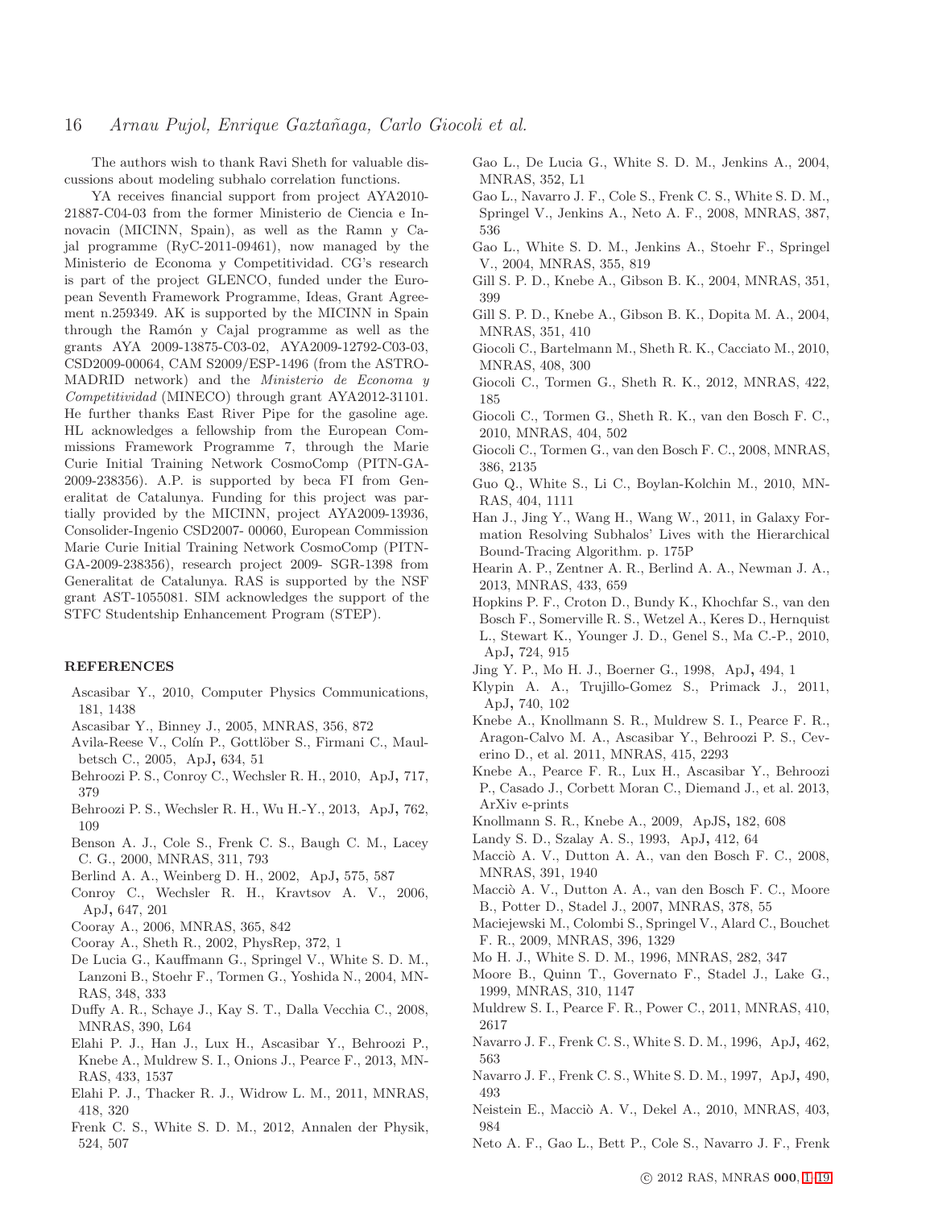The authors wish to thank Ravi Sheth for valuable discussions about modeling subhalo correlation functions.

YA receives financial support from project AYA2010-21887-C04-03 from the former Ministerio de Ciencia e Innovacin (MICINN, Spain), as well as the Ramn y Cajal programme (RyC-2011-09461), now managed by the Ministerio de Economa y Competitividad. CG's research is part of the project GLENCO, funded under the European Seventh Framework Programme, Ideas, Grant Agreement n.259349. AK is supported by the MICINN in Spain through the Ramón y Cajal programme as well as the grants AYA 2009-13875-C03-02, AYA2009-12792-C03-03, CSD2009-00064, CAM S2009/ESP-1496 (from the ASTROMADRID network) and the *Ministerio de Economa y Competitividad* (MINECO) through grant AYA2012-31101. He further thanks East River Pipe for the gasoline age. HL acknowledges a fellowship from the European Commissions Framework Programme 7, through the Marie Curie Initial Training Network CosmoComp (PITN-GA-2009-238356). A.P. is supported by beca FI from Generalitat de Catalunya. Funding for this project was partially provided by the MICINN, project AYA2009-13936, Consolider-Ingenio CSD2007- 00060, European Commission Marie Curie Initial Training Network CosmoComp (PITN-GA-2009-238356), research project 2009- SGR-1398 from Generalitat de Catalunya. RAS is supported by the NSF grant AST-1055081. SIM acknowledges the support of the STFC Studentship Enhancement Program (STEP).

## REFERENCES

Ascasibar Y., 2010, Computer Physics Communications, 181, 1438

Ascasibar Y., Binney J., 2005, MNRAS, 356, 872

Avila-Reese V., Colín P., Gottlöber S., Firmani C., Maulbetsch C., 2005, ApJ, 634, 51

Behroozi P. S., Conroy C., Wechsler R. H., 2010, ApJ, 717, 379

Behroozi P. S., Wechsler R. H., Wu H.-Y., 2013, ApJ, 762, 109

Benson A. J., Cole S., Frenk C. S., Baugh C. M., Lacey C. G., 2000, MNRAS, 311, 793

Berlind A. A., Weinberg D. H., 2002, ApJ, 575, 587

Conroy C., Wechsler R. H., Kravtsov A. V., 2006, ApJ, 647, 201

Cooray A., 2006, MNRAS, 365, 842

Cooray A., Sheth R., 2002, PhysRep, 372, 1

De Lucia G., Kauffmann G., Springel V., White S. D. M., Lanzoni B., Stoehr F., Tormen G., Yoshida N., 2004, MNRAS, 348, 333

Duffy A. R., Schaye J., Kay S. T., Dalla Vecchia C., 2008, MNRAS, 390, L64

Elahi P. J., Han J., Lux H., Ascasibar Y., Behroozi P., Knebe A., Muldrew S. I., Onions J., Pearce F., 2013, MNRAS, 433, 1537

Elahi P. J., Thacker R. J., Widrow L. M., 2011, MNRAS, 418, 320

Frenk C. S., White S. D. M., 2012, Annalen der Physik, 524, 507

Gao L., De Lucia G., White S. D. M., Jenkins A., 2004, MNRAS, 352, L1

Gao L., Navarro J. F., Cole S., Frenk C. S., White S. D. M., Springel V., Jenkins A., Neto A. F., 2008, MNRAS, 387, 536

Gao L., White S. D. M., Jenkins A., Stoehr F., Springel V., 2004, MNRAS, 355, 819

Gill S. P. D., Knebe A., Gibson B. K., 2004, MNRAS, 351, 399

Gill S. P. D., Knebe A., Gibson B. K., Dopita M. A., 2004, MNRAS, 351, 410

Giocoli C., Bartelmann M., Sheth R. K., Cacciato M., 2010, MNRAS, 408, 300

Giocoli C., Tormen G., Sheth R. K., 2012, MNRAS, 422, 185

Giocoli C., Tormen G., Sheth R. K., van den Bosch F. C., 2010, MNRAS, 404, 502

Giocoli C., Tormen G., van den Bosch F. C., 2008, MNRAS, 386, 2135

Guo Q., White S., Li C., Boylan-Kolchin M., 2010, MNRAS, 404, 1111

Han J., Jing Y., Wang H., Wang W., 2011, in Galaxy Formation Resolving Subhalos' Lives with the Hierarchical Bound-Tracing Algorithm. p. 175P

Hearin A. P., Zentner A. R., Berlind A. A., Newman J. A., 2013, MNRAS, 433, 659

Hopkins P. F., Croton D., Bundy K., Khochfar S., van den Bosch F., Somerville R. S., Wetzel A., Keres D., Hernquist L., Stewart K., Younger J. D., Genel S., Ma C.-P., 2010, ApJ, 724, 915

Jing Y. P., Mo H. J., Boerner G., 1998, ApJ, 494, 1

Klypin A. A., Trujillo-Gomez S., Primack J., 2011, ApJ, 740, 102

Knebe A., Knollmann S. R., Muldrew S. I., Pearce F. R., Aragon-Calvo M. A., Ascasibar Y., Behroozi P. S., Ceverino D., et al. 2011, MNRAS, 415, 2293

Knebe A., Pearce F. R., Lux H., Ascasibar Y., Behroozi P., Casado J., Corbett Moran C., Diemand J., et al. 2013, ArXiv e-prints

Knollmann S. R., Knebe A., 2009, ApJS, 182, 608

Landy S. D., Szalay A. S., 1993, ApJ, 412, 64

Macciò A. V., Dutton A. A., van den Bosch F. C., 2008, MNRAS, 391, 1940

Macciò A. V., Dutton A. A., van den Bosch F. C., Moore B., Potter D., Stadel J., 2007, MNRAS, 378, 55

Maciejewski M., Colombi S., Springel V., Alard C., Bouchet F. R., 2009, MNRAS, 396, 1329

Mo H. J., White S. D. M., 1996, MNRAS, 282, 347

Moore B., Quinn T., Governato F., Stadel J., Lake G., 1999, MNRAS, 310, 1147

Muldrew S. I., Pearce F. R., Power C., 2011, MNRAS, 410, 2617

Navarro J. F., Frenk C. S., White S. D. M., 1996, ApJ, 462, 563

Navarro J. F., Frenk C. S., White S. D. M., 1997, ApJ, 490, 493

Neistein E., Macciò A. V., Dekel A., 2010, MNRAS, 403, 984

Neto A. F., Gao L., Bett P., Cole S., Navarro J. F., Frenk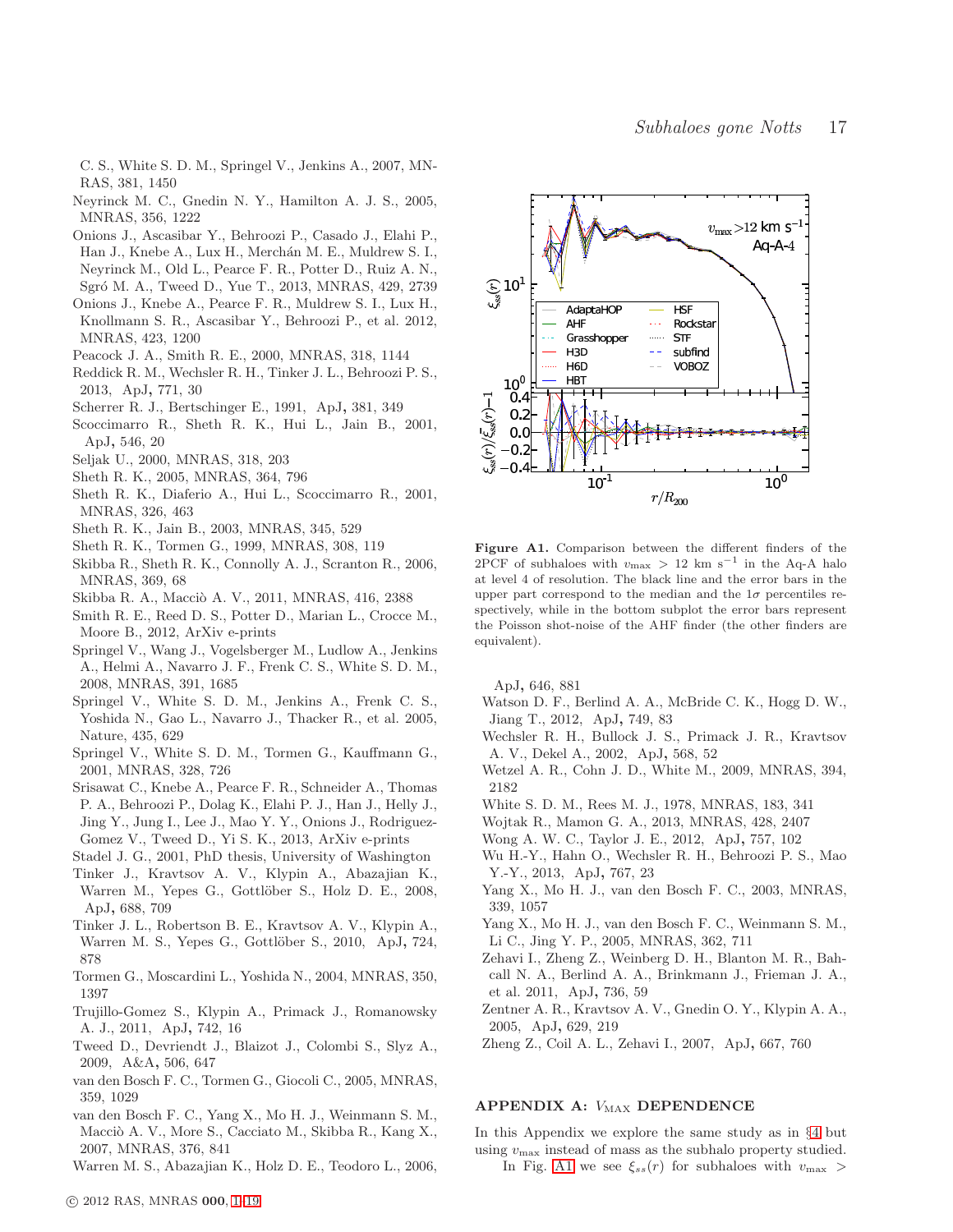C. S., White S. D. M., Springel V., Jenkins A., 2007, MNRAS, 381, 1450

Neyrinck M. C., Gnedin N. Y., Hamilton A. J. S., 2005, MNRAS, 356, 1222

Onions J., Ascasibar Y., Behroozi P., Casado J., Elahi P., Han J., Knebe A., Lux H., Merchán M. E., Muldrew S. I., Neyrinck M., Old L., Pearce F. R., Potter D., Ruiz A. N., Sgró M. A., Tweed D., Yue T., 2013, MNRAS, 429, 2739

Onions J., Knebe A., Pearce F. R., Muldrew S. I., Lux H., Knollmann S. R., Ascasibar Y., Behroozi P., et al. 2012, MNRAS, 423, 1200

Peacock J. A., Smith R. E., 2000, MNRAS, 318, 1144

Reddick R. M., Wechsler R. H., Tinker J. L., Behroozi P. S., 2013, ApJ, 771, 30

Scherrer R. J., Bertschinger E., 1991, ApJ, 381, 349

Scoccimarro R., Sheth R. K., Hui L., Jain B., 2001, ApJ, 546, 20

Seljak U., 2000, MNRAS, 318, 203

Sheth R. K., 2005, MNRAS, 364, 796

Sheth R. K., Diaferio A., Hui L., Scoccimarro R., 2001, MNRAS, 326, 463

Sheth R. K., Jain B., 2003, MNRAS, 345, 529

Sheth R. K., Tormen G., 1999, MNRAS, 308, 119

Skibba R., Sheth R. K., Connolly A. J., Scranton R., 2006, MNRAS, 369, 68

Skibba R. A., Macciò A. V., 2011, MNRAS, 416, 2388

Smith R. E., Reed D. S., Potter D., Marian L., Crocce M., Moore B., 2012, ArXiv e-prints

Springel V., Wang J., Vogelsberger M., Ludlow A., Jenkins A., Helmi A., Navarro J. F., Frenk C. S., White S. D. M., 2008, MNRAS, 391, 1685

Springel V., White S. D. M., Jenkins A., Frenk C. S., Yoshida N., Gao L., Navarro J., Thacker R., et al. 2005, Nature, 435, 629

Springel V., White S. D. M., Tormen G., Kauffmann G., 2001, MNRAS, 328, 726

Srisawat C., Knebe A., Pearce F. R., Schneider A., Thomas P. A., Behroozi P., Dolag K., Elahi P. J., Han J., Helly J., Jing Y., Jung I., Lee J., Mao Y. Y., Onions J., Rodriguez-Gomez V., Tweed D., Yi S. K., 2013, ArXiv e-prints

Stadel J. G., 2001, PhD thesis, University of Washington

Tinker J., Kravtsov A. V., Klypin A., Abazajian K., Warren M., Yepes G., Gottlöber S., Holz D. E., 2008, ApJ, 688, 709

Tinker J. L., Robertson B. E., Kravtsov A. V., Klypin A., Warren M. S., Yepes G., Gottlöber S., 2010, ApJ, 724, 878

Tormen G., Moscardini L., Yoshida N., 2004, MNRAS, 350, 1397

Trujillo-Gomez S., Klypin A., Primack J., Romanowsky A. J., 2011, ApJ, 742, 16

Tweed D., Devriendt J., Blaizot J., Colombi S., Slyz A., 2009, A&A, 506, 647

van den Bosch F. C., Tormen G., Giocoli C., 2005, MNRAS, 359, 1029

van den Bosch F. C., Yang X., Mo H. J., Weinmann S. M., Macciò A. V., More S., Cacciato M., Skibba R., Kang X., 2007, MNRAS, 376, 841

Warren M. S., Abazajian K., Holz D. E., Teodoro L., 2006, ApJ, 646, 881

Watson D. F., Berlind A. A., McBride C. K., Hogg D. W., Jiang T., 2012, ApJ, 749, 83

Wechsler R. H., Bullock J. S., Primack J. R., Kravtsov A. V., Dekel A., 2002, ApJ, 568, 52

Wetzel A. R., Cohn J. D., White M., 2009, MNRAS, 394, 2182

White S. D. M., Rees M. J., 1978, MNRAS, 183, 341

Wojtak R., Mamon G. A., 2013, MNRAS, 428, 2407

Wong A. W. C., Taylor J. E., 2012, ApJ, 757, 102

Wu H.-Y., Hahn O., Wechsler R. H., Behroozi P. S., Mao Y.-Y., 2013, ApJ, 767, 23

Yang X., Mo H. J., van den Bosch F. C., 2003, MNRAS, 339, 1057

Yang X., Mo H. J., van den Bosch F. C., Weinmann S. M., Li C., Jing Y. P., 2005, MNRAS, 362, 711

Zehavi I., Zheng Z., Weinberg D. H., Blanton M. R., Bahcall N. A., Berlind A. A., Brinkmann J., Frieman J. A., et al. 2011, ApJ, 736, 59

Zentner A. R., Kravtsov A. V., Gnedin O. Y., Klypin A. A., 2005, ApJ, 629, 219

Zheng Z., Coil A. L., Zehavi I., 2007, ApJ, 667, 760

**Figure A1.** Comparison between the different finders of the 2PCF of subhaloes with $v_{\max} > 12$ km s$^{-1}$ in the Aq-A halo at level 4 of resolution. The black line and the error bars in the upper part correspond to the median and the $1\sigma$ percentiles respectively, while in the bottom subplot the error bars represent the Poisson shot-noise of the AHF finder (the other finders are equivalent).

## APPENDIX A: $V_{\rm MAX}$ DEPENDENCE

In this Appendix we explore the same study as in §4 but using $v_{\max}$ instead of mass as the subhalo property studied.

In Fig. A1 we see $\xi_{ss}(r)$ for subhaloes with $v_{\max} >$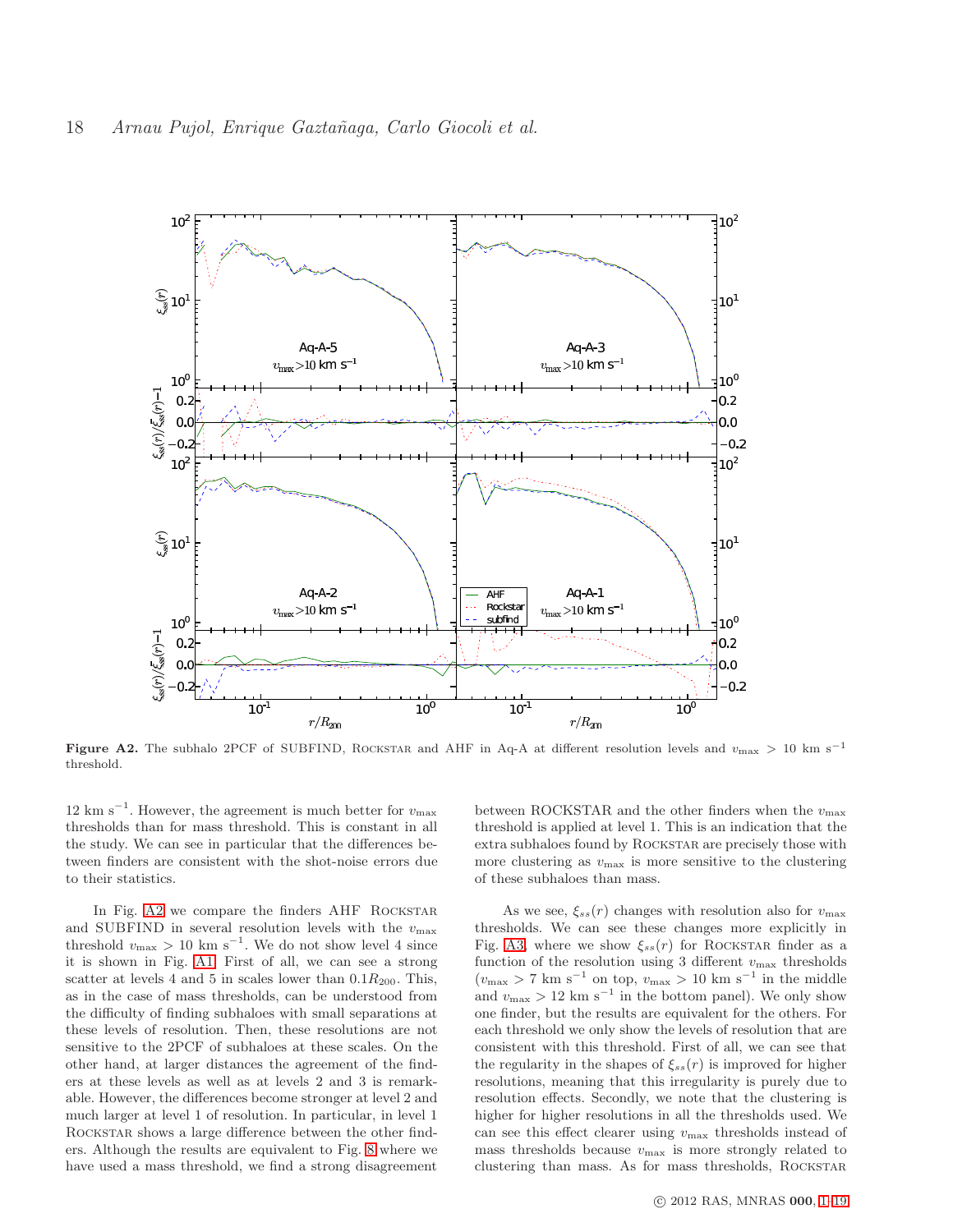**Figure A2.** The subhalo 2PCF of SUBFIND, ROCKSTAR and AHF in Aq-A at different resolution levels and $v_{\max} > 10$ km s$^{-1}$ threshold.

12 km s$^{-1}$. However, the agreement is much better for $v_{\max}$ thresholds than for mass threshold. This is constant in all the study. We can see in particular that the differences between finders are consistent with the shot-noise errors due to their statistics.

In Fig. A2 we compare the finders AHF ROCKSTAR and SUBFIND in several resolution levels with the $v_{\max}$ threshold $v_{\max} > 10$ km s$^{-1}$. We do not show level 4 since it is shown in Fig. A1. First of all, we can see a strong scatter at levels 4 and 5 in scales lower than $0.1R_{200}$. This, as in the case of mass thresholds, can be understood from the difficulty of finding subhaloes with small separations at these levels of resolution. Then, these resolutions are not sensitive to the 2PCF of subhaloes at these scales. On the other hand, at larger distances the agreement of the finders at these levels as well as at levels 2 and 3 is remarkable. However, the differences become stronger at level 2 and much larger at level 1 of resolution. In particular, in level 1 ROCKSTAR shows a large difference between the other finders. Although the results are equivalent to Fig. 8 where we have used a mass threshold, we find a strong disagreement between ROCKSTAR and the other finders when the $v_{\max}$ threshold is applied at level 1. This is an indication that the extra subhaloes found by ROCKSTAR are precisely those with more clustering as $v_{\max}$ is more sensitive to the clustering of these subhaloes than mass.

As we see, $\xi_{ss}(r)$ changes with resolution also for $v_{\max}$ thresholds. We can see these changes more explicitly in Fig. A3, where we show $\xi_{ss}(r)$ for ROCKSTAR finder as a function of the resolution using 3 different $v_{\max}$ thresholds ($v_{\max} > 7$ km s$^{-1}$ on top, $v_{\max} > 10$ km s$^{-1}$ in the middle and $v_{\max} > 12$ km s$^{-1}$ in the bottom panel). We only show one finder, but the results are equivalent for the others. For each threshold we only show the levels of resolution that are consistent with this threshold. First of all, we can see that the regularity in the shapes of $\xi_{ss}(r)$ is improved for higher resolutions, meaning that this irregularity is purely due to resolution effects. Secondly, we note that the clustering is higher for higher resolutions in all the thresholds used. We can see this effect clearer using $v_{\max}$ thresholds instead of mass thresholds because $v_{\max}$ is more strongly related to clustering than mass. As for mass thresholds, ROCKSTAR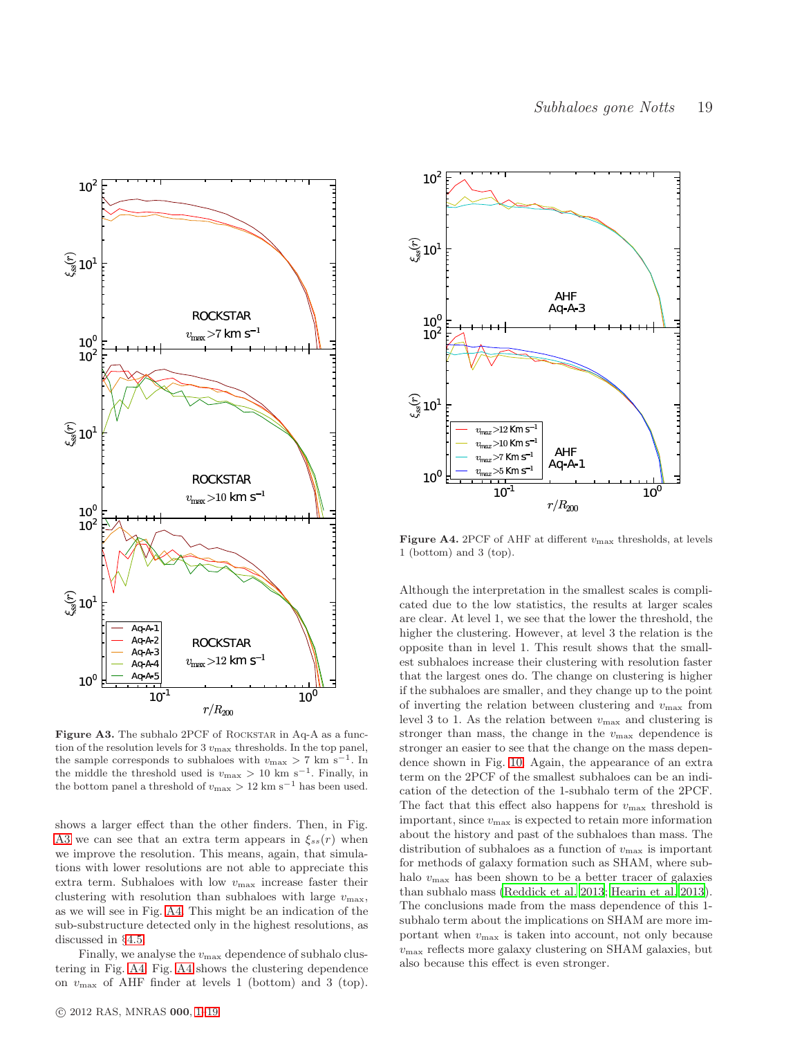$\xi_{ss}(r)$

ROCKSTAR

$v_{\rm max}$>7 km s$^{-1}$

$\xi_{ss}(r)$

ROCKSTAR

$v_{\rm max}$>10 km s$^{-1}$

$\xi_{ss}(r)$

Aq-A-1

Aq-A-2

Aq-A-3

Aq-A-4

Aq-A-5

ROCKSTAR

$v_{\rm max}$>12 km s$^{-1}$

$r/R_{200}$

**Figure A3.** The subhalo 2PCF of Rockstar in Aq-A as a function of the resolution levels for 3 $v_{\rm max}$ thresholds. In the top panel, the sample corresponds to subhaloes with $v_{\rm max} > 7$ km s$^{-1}$. In the middle the threshold used is $v_{\rm max} > 10$ km s$^{-1}$. Finally, in the bottom panel a threshold of $v_{\rm max} > 12$ km s$^{-1}$ has been used.

shows a larger effect than the other finders. Then, in Fig. A3 we can see that an extra term appears in $\xi_{ss}(r)$ when we improve the resolution. This means, again, that simulations with lower resolutions are not able to appreciate this extra term. Subhaloes with low $v_{\rm max}$ increase faster their clustering with resolution than subhaloes with large $v_{\rm max}$, as we will see in Fig. A4. This might be an indication of the sub-substructure detected only in the highest resolutions, as discussed in §4.5.

Finally, we analyse the $v_{\rm max}$ dependence of subhalo clustering in Fig. A4. Fig. A4 shows the clustering dependence on $v_{\rm max}$ of AHF finder at levels 1 (bottom) and 3 (top).

$\xi_{ss}(r)$

AHF

Aq-A-3

$\xi_{ss}(r)$

$v_{max}$>12 Km s$^{-1}$

$v_{max}$>10 Km s$^{-1}$

$v_{max}$>7 Km s$^{-1}$

$v_{max}$>5 Km s$^{-1}$

AHF

Aq-A-1

$r/R_{200}$

**Figure A4.** 2PCF of AHF at different $v_{\rm max}$ thresholds, at levels 1 (bottom) and 3 (top).

Although the interpretation in the smallest scales is complicated due to the low statistics, the results at larger scales are clear. At level 1, we see that the lower the threshold, the higher the clustering. However, at level 3 the relation is the opposite than in level 1. This result shows that the smallest subhaloes increase their clustering with resolution faster that the largest ones do. The change on clustering is higher if the subhaloes are smaller, and they change up to the point of inverting the relation between clustering and $v_{\rm max}$ from level 3 to 1. As the relation between $v_{\rm max}$ and clustering is stronger than mass, the change in the $v_{\rm max}$ dependence is stronger an easier to see that the change on the mass dependence shown in Fig. 10. Again, the appearance of an extra term on the 2PCF of the smallest subhaloes can be an indication of the detection of the 1-subhalo term of the 2PCF. The fact that this effect also happens for $v_{\rm max}$ threshold is important, since $v_{\rm max}$ is expected to retain more information about the history and past of the subhaloes than mass. The distribution of subhaloes as a function of $v_{\rm max}$ is important for methods of galaxy formation such as SHAM, where subhalo $v_{\rm max}$ has been shown to be a better tracer of galaxies than subhalo mass (Reddick et al. 2013; Hearin et al. 2013). The conclusions made from the mass dependence of this 1-subhalo term about the implications on SHAM are more important when $v_{\rm max}$ is taken into account, not only because $v_{\rm max}$ reflects more galaxy clustering on SHAM galaxies, but also because this effect is even stronger.